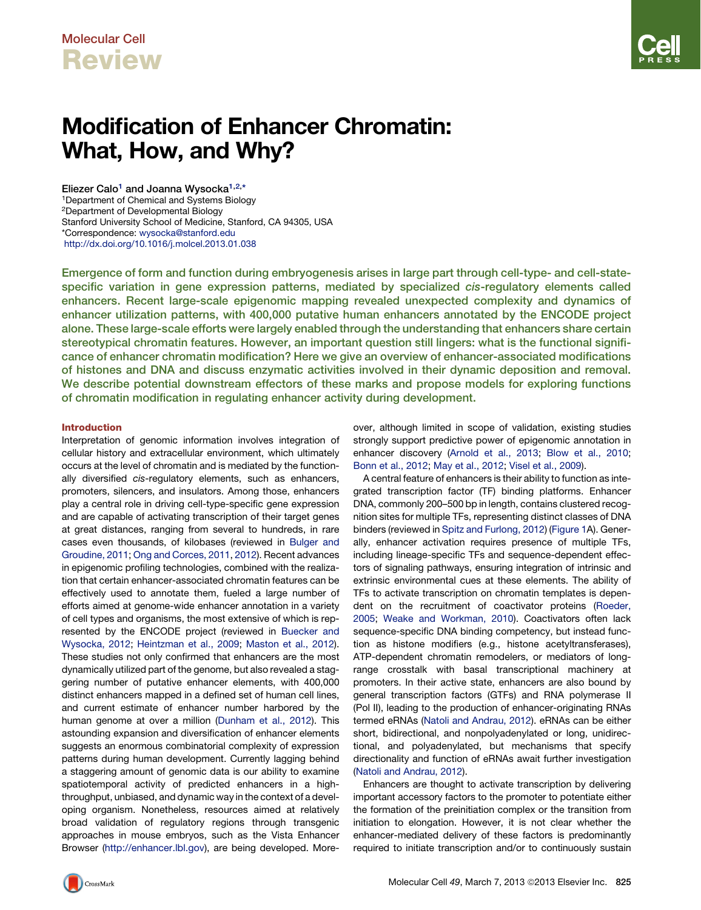Molecular Cell

Review

# Modification of Enhancer Chromatin: What, How, and Why?

Eliezer Calo[1] and Joanna Wysocka[1,2,*]

[1]Department of Chemical and Systems Biology
[2]Department of Developmental Biology
Stanford University School of Medicine, Stanford, CA 94305, USA
*Correspondence: wysocka@stanford.edu
http://dx.doi.org/10.1016/j.molcel.2013.01.038

**Emergence of form and function during embryogenesis arises in large part through cell-type- and cell-state-specific variation in gene expression patterns, mediated by specialized *cis*-regulatory elements called enhancers. Recent large-scale epigenomic mapping revealed unexpected complexity and dynamics of enhancer utilization patterns, with 400,000 putative human enhancers annotated by the ENCODE project alone. These large-scale efforts were largely enabled through the understanding that enhancers share certain stereotypical chromatin features. However, an important question still lingers: what is the functional significance of enhancer chromatin modification? Here we give an overview of enhancer-associated modifications of histones and DNA and discuss enzymatic activities involved in their dynamic deposition and removal. We describe potential downstream effectors of these marks and propose models for exploring functions of chromatin modification in regulating enhancer activity during development.**

## Introduction

Interpretation of genomic information involves integration of cellular history and extracellular environment, which ultimately occurs at the level of chromatin and is mediated by the functionally diversified *cis*-regulatory elements, such as enhancers, promoters, silencers, and insulators. Among those, enhancers play a central role in driving cell-type-specific gene expression and are capable of activating transcription of their target genes at great distances, ranging from several to hundreds, in rare cases even thousands, of kilobases (reviewed in Bulger and Groudine, 2011; Ong and Corces, 2011, 2012). Recent advances in epigenomic profiling technologies, combined with the realization that certain enhancer-associated chromatin features can be effectively used to annotate them, fueled a large number of efforts aimed at genome-wide enhancer annotation in a variety of cell types and organisms, the most extensive of which is represented by the ENCODE project (reviewed in Buecker and Wysocka, 2012; Heintzman et al., 2009; Maston et al., 2012). These studies not only confirmed that enhancers are the most dynamically utilized part of the genome, but also revealed a staggering number of putative enhancer elements, with 400,000 distinct enhancers mapped in a defined set of human cell lines, and current estimate of enhancer number harbored by the human genome at over a million (Dunham et al., 2012). This astounding expansion and diversification of enhancer elements suggests an enormous combinatorial complexity of expression patterns during human development. Currently lagging behind a staggering amount of genomic data is our ability to examine spatiotemporal activity of predicted enhancers in a high-throughput, unbiased, and dynamic way in the context of a developing organism. Nonetheless, resources aimed at relatively broad validation of regulatory regions through transgenic approaches in mouse embryos, such as the Vista Enhancer Browser (http://enhancer.lbl.gov), are being developed. Moreover, although limited in scope of validation, existing studies strongly support predictive power of epigenomic annotation in enhancer discovery (Arnold et al., 2013; Blow et al., 2010; Bonn et al., 2012; May et al., 2012; Visel et al., 2009).

A central feature of enhancers is their ability to function as integrated transcription factor (TF) binding platforms. Enhancer DNA, commonly 200–500 bp in length, contains clustered recognition sites for multiple TFs, representing distinct classes of DNA binders (reviewed in Spitz and Furlong, 2012) (Figure 1A). Generally, enhancer activation requires presence of multiple TFs, including lineage-specific TFs and sequence-dependent effectors of signaling pathways, ensuring integration of intrinsic and extrinsic environmental cues at these elements. The ability of TFs to activate transcription on chromatin templates is dependent on the recruitment of coactivator proteins (Roeder, 2005; Weake and Workman, 2010). Coactivators often lack sequence-specific DNA binding competency, but instead function as histone modifiers (e.g., histone acetyltransferases), ATP-dependent chromatin remodelers, or mediators of long-range crosstalk with basal transcriptional machinery at promoters. In their active state, enhancers are also bound by general transcription factors (GTFs) and RNA polymerase II (Pol II), leading to the production of enhancer-originating RNAs termed eRNAs (Natoli and Andrau, 2012). eRNAs can be either short, bidirectional, and nonpolyadenylated or long, unidirectional, and polyadenylated, but mechanisms that specify directionality and function of eRNAs await further investigation (Natoli and Andrau, 2012).

Enhancers are thought to activate transcription by delivering important accessory factors to the promoter to potentiate either the formation of the preinitiation complex or the transition from initiation to elongation. However, it is not clear whether the enhancer-mediated delivery of these factors is predominantly required to initiate transcription and/or to continuously sustain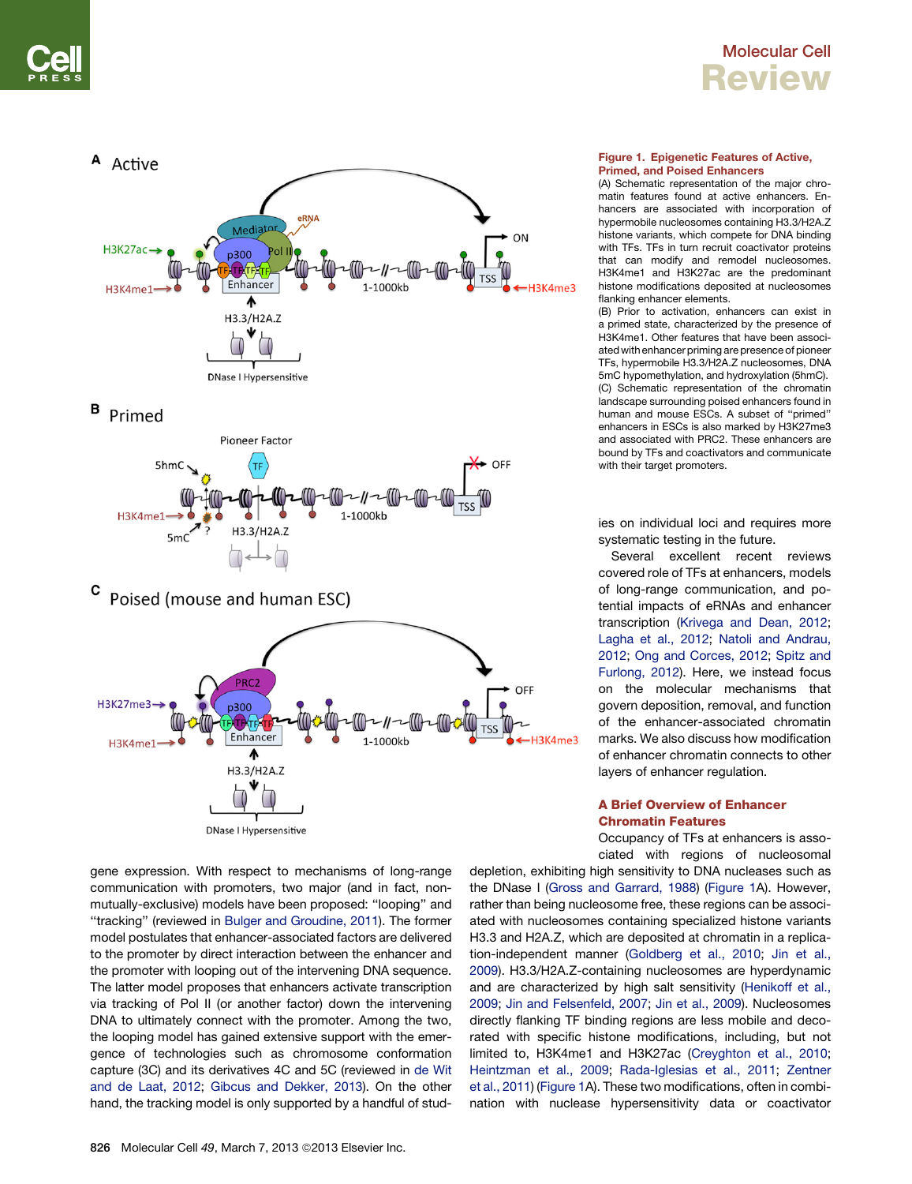**Figure 1. Epigenetic Features of Active, Primed, and Poised Enhancers**

(A) Schematic representation of the major chromatin features found at active enhancers. Enhancers are associated with incorporation of hypermobile nucleosomes containing H3.3/H2A.Z histone variants, which compete for DNA binding with TFs. TFs in turn recruit coactivator proteins that can modify and remodel nucleosomes. H3K4me1 and H3K27ac are the predominant histone modifications deposited at nucleosomes flanking enhancer elements.

(B) Prior to activation, enhancers can exist in a primed state, characterized by the presence of H3K4me1. Other features that have been associated with enhancer priming are presence of pioneer TFs, hypermobile H3.3/H2A.Z nucleosomes, DNA 5mC hypomethylation, and hydroxylation (5hmC).

(C) Schematic representation of the chromatin landscape surrounding poised enhancers found in human and mouse ESCs. A subset of "primed" enhancers in ESCs is also marked by H3K27me3 and associated with PRC2. These enhancers are bound by TFs and coactivators and communicate with their target promoters.

gene expression. With respect to mechanisms of long-range communication with promoters, two major (and in fact, non-mutually-exclusive) models have been proposed: "looping" and "tracking" (reviewed in Bulger and Groudine, 2011). The former model postulates that enhancer-associated factors are delivered to the promoter by direct interaction between the enhancer and the promoter with looping out of the intervening DNA sequence. The latter model proposes that enhancers activate transcription via tracking of Pol II (or another factor) down the intervening DNA to ultimately connect with the promoter. Among the two, the looping model has gained extensive support with the emergence of technologies such as chromosome conformation capture (3C) and its derivatives 4C and 5C (reviewed in de Wit and de Laat, 2012; Gibcus and Dekker, 2013). On the other hand, the tracking model is only supported by a handful of studies on individual loci and requires more systematic testing in the future.

Several excellent recent reviews covered role of TFs at enhancers, models of long-range communication, and potential impacts of eRNAs and enhancer transcription (Krivega and Dean, 2012; Lagha et al., 2012; Natoli and Andrau, 2012; Ong and Corces, 2012; Spitz and Furlong, 2012). Here, we instead focus on the molecular mechanisms that govern deposition, removal, and function of the enhancer-associated chromatin marks. We also discuss how modification of enhancer chromatin connects to other layers of enhancer regulation.

## A Brief Overview of Enhancer Chromatin Features

Occupancy of TFs at enhancers is associated with regions of nucleosomal depletion, exhibiting high sensitivity to DNA nucleases such as the DNase I (Gross and Garrard, 1988) (Figure 1A). However, rather than being nucleosome free, these regions can be associated with nucleosomes containing specialized histone variants H3.3 and H2A.Z, which are deposited at chromatin in a replication-independent manner (Goldberg et al., 2010; Jin et al., 2009). H3.3/H2A.Z-containing nucleosomes are hyperdynamic and are characterized by high salt sensitivity (Henikoff et al., 2009; Jin and Felsenfeld, 2007; Jin et al., 2009). Nucleosomes directly flanking TF binding regions are less mobile and decorated with specific histone modifications, including, but not limited to, H3K4me1 and H3K27ac (Creyghton et al., 2010; Heintzman et al., 2009; Rada-Iglesias et al., 2011; Zentner et al., 2011) (Figure 1A). These two modifications, often in combination with nuclease hypersensitivity data or coactivator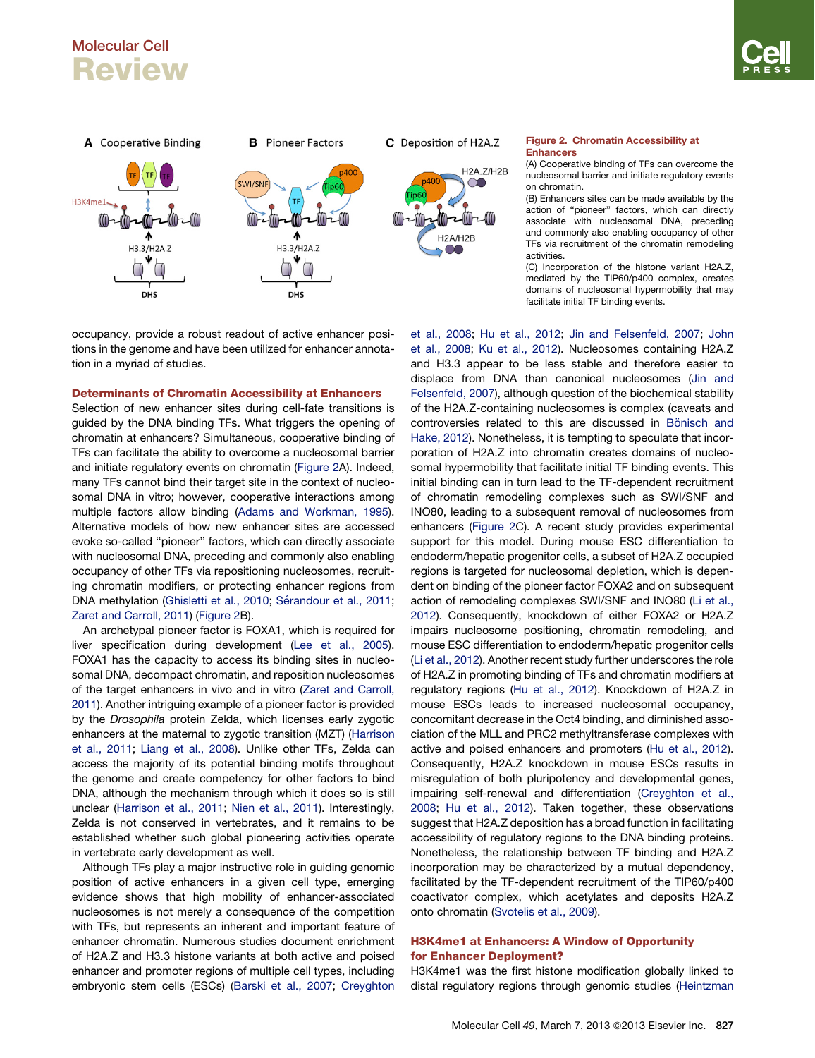**Figure 2. Chromatin Accessibility at Enhancers**

(A) Cooperative binding of TFs can overcome the nucleosomal barrier and initiate regulatory events on chromatin.

(B) Enhancers sites can be made available by the action of "pioneer" factors, which can directly associate with nucleosomal DNA, preceding and commonly also enabling occupancy of other TFs via recruitment of the chromatin remodeling activities.

(C) Incorporation of the histone variant H2A.Z, mediated by the TIP60/p400 complex, creates domains of nucleosomal hypermobility that may facilitate initial TF binding events.

occupancy, provide a robust readout of active enhancer positions in the genome and have been utilized for enhancer annotation in a myriad of studies.

## Determinants of Chromatin Accessibility at Enhancers

Selection of new enhancer sites during cell-fate transitions is guided by the DNA binding TFs. What triggers the opening of chromatin at enhancers? Simultaneous, cooperative binding of TFs can facilitate the ability to overcome a nucleosomal barrier and initiate regulatory events on chromatin (Figure 2A). Indeed, many TFs cannot bind their target site in the context of nucleosomal DNA in vitro; however, cooperative interactions among multiple factors allow binding (Adams and Workman, 1995). Alternative models of how new enhancer sites are accessed evoke so-called "pioneer" factors, which can directly associate with nucleosomal DNA, preceding and commonly also enabling occupancy of other TFs via repositioning nucleosomes, recruiting chromatin modifiers, or protecting enhancer regions from DNA methylation (Ghisletti et al., 2010; Sérandour et al., 2011; Zaret and Carroll, 2011) (Figure 2B).

An archetypal pioneer factor is FOXA1, which is required for liver specification during development (Lee et al., 2005). FOXA1 has the capacity to access its binding sites in nucleosomal DNA, decompact chromatin, and reposition nucleosomes of the target enhancers in vivo and in vitro (Zaret and Carroll, 2011). Another intriguing example of a pioneer factor is provided by the *Drosophila* protein Zelda, which licenses early zygotic enhancers at the maternal to zygotic transition (MZT) (Harrison et al., 2011; Liang et al., 2008). Unlike other TFs, Zelda can access the majority of its potential binding motifs throughout the genome and create competency for other factors to bind DNA, although the mechanism through which it does so is still unclear (Harrison et al., 2011; Nien et al., 2011). Interestingly, Zelda is not conserved in vertebrates, and it remains to be established whether such global pioneering activities operate in vertebrate early development as well.

Although TFs play a major instructive role in guiding genomic position of active enhancers in a given cell type, emerging evidence shows that high mobility of enhancer-associated nucleosomes is not merely a consequence of the competition with TFs, but represents an inherent and important feature of enhancer chromatin. Numerous studies document enrichment of H2A.Z and H3.3 histone variants at both active and poised enhancer and promoter regions of multiple cell types, including embryonic stem cells (ESCs) (Barski et al., 2007; Creyghton et al., 2008; Hu et al., 2012; Jin and Felsenfeld, 2007; John et al., 2008; Ku et al., 2012). Nucleosomes containing H2A.Z and H3.3 appear to be less stable and therefore easier to displace from DNA than canonical nucleosomes (Jin and Felsenfeld, 2007), although question of the biochemical stability of the H2A.Z-containing nucleosomes is complex (caveats and controversies related to this are discussed in Bönisch and Hake, 2012). Nonetheless, it is tempting to speculate that incorporation of H2A.Z into chromatin creates domains of nucleosomal hypermobility that facilitate initial TF binding events. This initial binding can in turn lead to the TF-dependent recruitment of chromatin remodeling complexes such as SWI/SNF and INO80, leading to a subsequent removal of nucleosomes from enhancers (Figure 2C). A recent study provides experimental support for this model. During mouse ESC differentiation to endoderm/hepatic progenitor cells, a subset of H2A.Z occupied regions is targeted for nucleosomal depletion, which is dependent on binding of the pioneer factor FOXA2 and on subsequent action of remodeling complexes SWI/SNF and INO80 (Li et al., 2012). Consequently, knockdown of either FOXA2 or H2A.Z impairs nucleosome positioning, chromatin remodeling, and mouse ESC differentiation to endoderm/hepatic progenitor cells (Li et al., 2012). Another recent study further underscores the role of H2A.Z in promoting binding of TFs and chromatin modifiers at regulatory regions (Hu et al., 2012). Knockdown of H2A.Z in mouse ESCs leads to increased nucleosomal occupancy, concomitant decrease in the Oct4 binding, and diminished association of the MLL and PRC2 methyltransferase complexes with active and poised enhancers and promoters (Hu et al., 2012). Consequently, H2A.Z knockdown in mouse ESCs results in misregulation of both pluripotency and developmental genes, impairing self-renewal and differentiation (Creyghton et al., 2008; Hu et al., 2012). Taken together, these observations suggest that H2A.Z deposition has a broad function in facilitating accessibility of regulatory regions to the DNA binding proteins. Nonetheless, the relationship between TF binding and H2A.Z incorporation may be characterized by a mutual dependency, facilitated by the TF-dependent recruitment of the TIP60/p400 coactivator complex, which acetylates and deposits H2A.Z onto chromatin (Svotelis et al., 2009).

## H3K4me1 at Enhancers: A Window of Opportunity for Enhancer Deployment?

H3K4me1 was the first histone modification globally linked to distal regulatory regions through genomic studies (Heintzman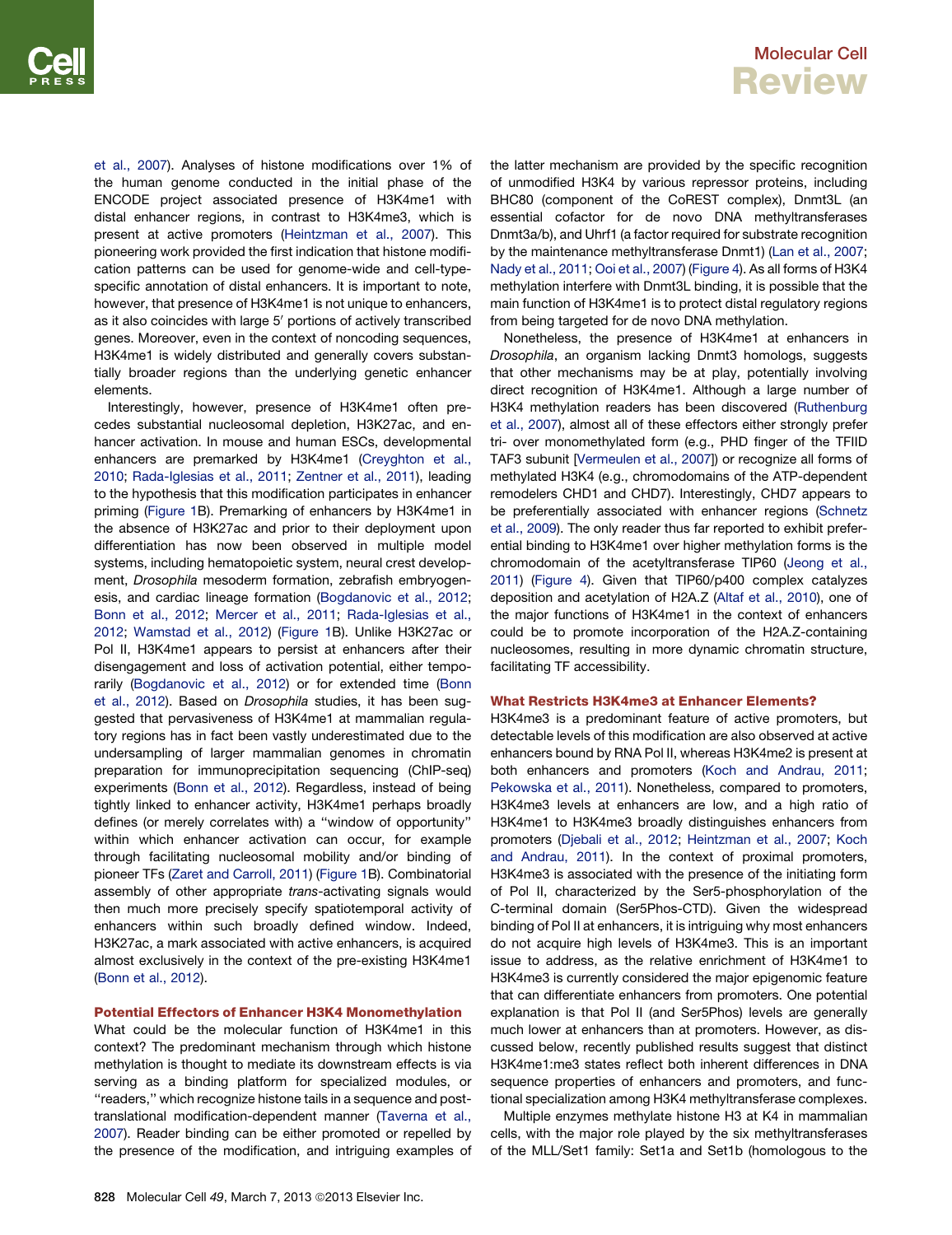et al., 2007). Analyses of histone modifications over 1% of the human genome conducted in the initial phase of the ENCODE project associated presence of H3K4me1 with distal enhancer regions, in contrast to H3K4me3, which is present at active promoters (Heintzman et al., 2007). This pioneering work provided the first indication that histone modification patterns can be used for genome-wide and cell-type-specific annotation of distal enhancers. It is important to note, however, that presence of H3K4me1 is not unique to enhancers, as it also coincides with large 5′ portions of actively transcribed genes. Moreover, even in the context of noncoding sequences, H3K4me1 is widely distributed and generally covers substantially broader regions than the underlying genetic enhancer elements.

Interestingly, however, presence of H3K4me1 often precedes substantial nucleosomal depletion, H3K27ac, and enhancer activation. In mouse and human ESCs, developmental enhancers are premarked by H3K4me1 (Creyghton et al., 2010; Rada-Iglesias et al., 2011; Zentner et al., 2011), leading to the hypothesis that this modification participates in enhancer priming (Figure 1B). Premarking of enhancers by H3K4me1 in the absence of H3K27ac and prior to their deployment upon differentiation has now been observed in multiple model systems, including hematopoietic system, neural crest development, *Drosophila* mesoderm formation, zebrafish embryogenesis, and cardiac lineage formation (Bogdanovic et al., 2012; Bonn et al., 2012; Mercer et al., 2011; Rada-Iglesias et al., 2012; Wamstad et al., 2012) (Figure 1B). Unlike H3K27ac or Pol II, H3K4me1 appears to persist at enhancers after their disengagement and loss of activation potential, either temporarily (Bogdanovic et al., 2012) or for extended time (Bonn et al., 2012). Based on *Drosophila* studies, it has been suggested that pervasiveness of H3K4me1 at mammalian regulatory regions has in fact been vastly underestimated due to the undersampling of larger mammalian genomes in chromatin preparation for immunoprecipitation sequencing (ChIP-seq) experiments (Bonn et al., 2012). Regardless, instead of being tightly linked to enhancer activity, H3K4me1 perhaps broadly defines (or merely correlates with) a "window of opportunity" within which enhancer activation can occur, for example through facilitating nucleosomal mobility and/or binding of pioneer TFs (Zaret and Carroll, 2011) (Figure 1B). Combinatorial assembly of other appropriate *trans*-activating signals would then much more precisely specify spatiotemporal activity of enhancers within such broadly defined window. Indeed, H3K27ac, a mark associated with active enhancers, is acquired almost exclusively in the context of the pre-existing H3K4me1 (Bonn et al., 2012).

## Potential Effectors of Enhancer H3K4 Monomethylation

What could be the molecular function of H3K4me1 in this context? The predominant mechanism through which histone methylation is thought to mediate its downstream effects is via serving as a binding platform for specialized modules, or "readers," which recognize histone tails in a sequence and post-translational modification-dependent manner (Taverna et al., 2007). Reader binding can be either promoted or repelled by the presence of the modification, and intriguing examples of the latter mechanism are provided by the specific recognition of unmodified H3K4 by various repressor proteins, including BHC80 (component of the CoREST complex), Dnmt3L (an essential cofactor for de novo DNA methyltransferases Dnmt3a/b), and Uhrf1 (a factor required for substrate recognition by the maintenance methyltransferase Dnmt1) (Lan et al., 2007; Nady et al., 2011; Ooi et al., 2007) (Figure 4). As all forms of H3K4 methylation interfere with Dnmt3L binding, it is possible that the main function of H3K4me1 is to protect distal regulatory regions from being targeted for de novo DNA methylation.

Nonetheless, the presence of H3K4me1 at enhancers in *Drosophila*, an organism lacking Dnmt3 homologs, suggests that other mechanisms may be at play, potentially involving direct recognition of H3K4me1. Although a large number of H3K4 methylation readers has been discovered (Ruthenburg et al., 2007), almost all of these effectors either strongly prefer tri- over monomethylated form (e.g., PHD finger of the TFIID TAF3 subunit [Vermeulen et al., 2007]) or recognize all forms of methylated H3K4 (e.g., chromodomains of the ATP-dependent remodelers CHD1 and CHD7). Interestingly, CHD7 appears to be preferentially associated with enhancer regions (Schnetz et al., 2009). The only reader thus far reported to exhibit preferential binding to H3K4me1 over higher methylation forms is the chromodomain of the acetyltransferase TIP60 (Jeong et al., 2011) (Figure 4). Given that TIP60/p400 complex catalyzes deposition and acetylation of H2A.Z (Altaf et al., 2010), one of the major functions of H3K4me1 in the context of enhancers could be to promote incorporation of the H2A.Z-containing nucleosomes, resulting in more dynamic chromatin structure, facilitating TF accessibility.

## What Restricts H3K4me3 at Enhancer Elements?

H3K4me3 is a predominant feature of active promoters, but detectable levels of this modification are also observed at active enhancers bound by RNA Pol II, whereas H3K4me2 is present at both enhancers and promoters (Koch and Andrau, 2011; Pekowska et al., 2011). Nonetheless, compared to promoters, H3K4me3 levels at enhancers are low, and a high ratio of H3K4me1 to H3K4me3 broadly distinguishes enhancers from promoters (Djebali et al., 2012; Heintzman et al., 2007; Koch and Andrau, 2011). In the context of proximal promoters, H3K4me3 is associated with the presence of the initiating form of Pol II, characterized by the Ser5-phosphorylation of the C-terminal domain (Ser5Phos-CTD). Given the widespread binding of Pol II at enhancers, it is intriguing why most enhancers do not acquire high levels of H3K4me3. This is an important issue to address, as the relative enrichment of H3K4me1 to H3K4me3 is currently considered the major epigenomic feature that can differentiate enhancers from promoters. One potential explanation is that Pol II (and Ser5Phos) levels are generally much lower at enhancers than at promoters. However, as discussed below, recently published results suggest that distinct H3K4me1:me3 states reflect both inherent differences in DNA sequence properties of enhancers and promoters, and functional specialization among H3K4 methyltransferase complexes.

Multiple enzymes methylate histone H3 at K4 in mammalian cells, with the major role played by the six methyltransferases of the MLL/Set1 family: Set1a and Set1b (homologous to the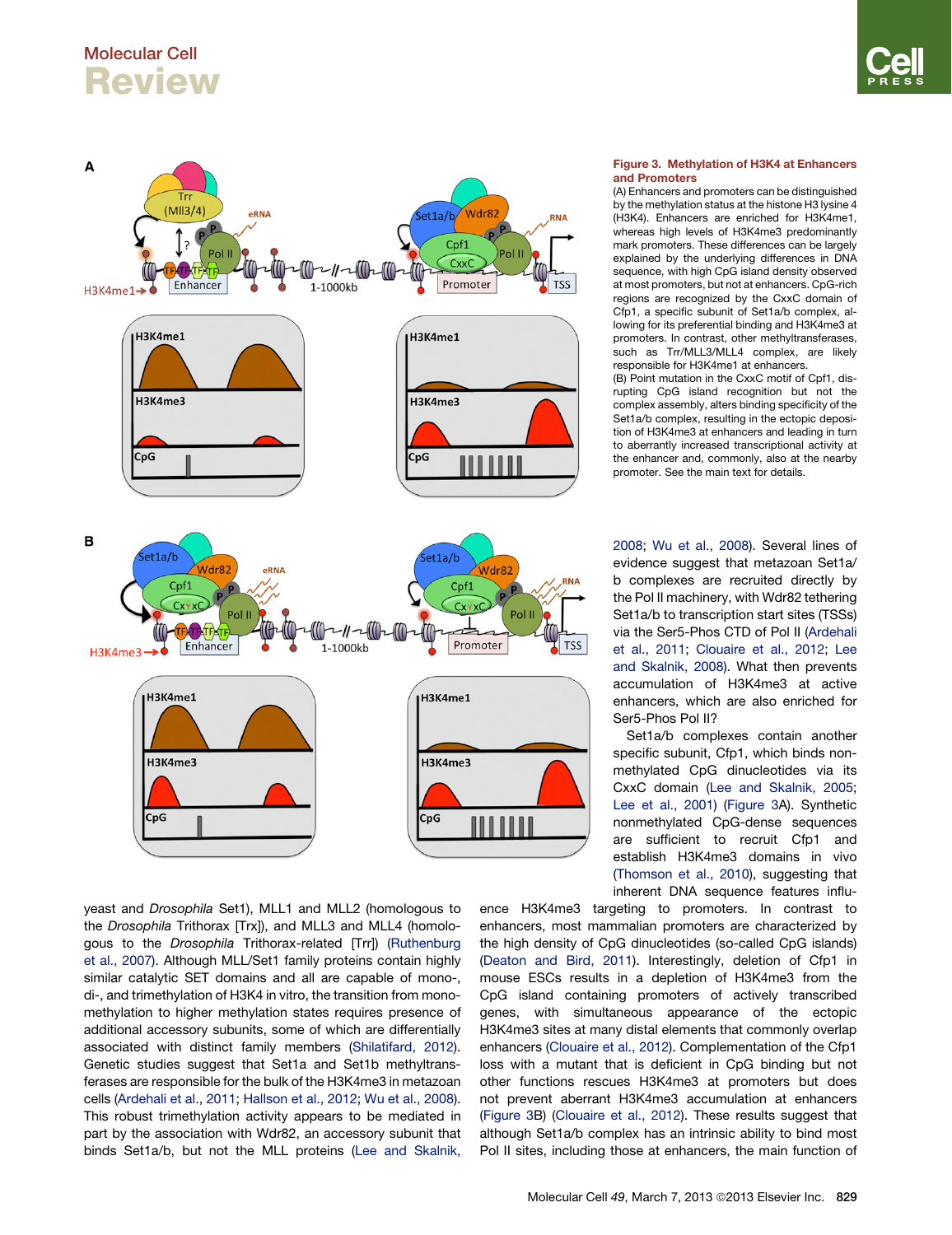**Figure 3. Methylation of H3K4 at Enhancers and Promoters**

(A) Enhancers and promoters can be distinguished by the methylation status at the histone H3 lysine 4 (H3K4). Enhancers are enriched for H3K4me1, whereas high levels of H3K4me3 predominantly mark promoters. These differences can be largely explained by the underlying differences in DNA sequence, with high CpG island density observed at most promoters, but not at enhancers. CpG-rich regions are recognized by the CxxC domain of Cfp1, a specific subunit of Set1a/b complex, allowing for its preferential binding and H3K4me3 at promoters. In contrast, other methyltransferases, such as Trr/MLL3/MLL4 complex, are likely responsible for H3K4me1 at enhancers.

(B) Point mutation in the CxxC motif of Cfp1, disrupting CpG island recognition but not the complex assembly, alters binding specificity of the Set1a/b complex, resulting in the ectopic deposition of H3K4me3 at enhancers and leading in turn to aberrantly increased transcriptional activity at the enhancer and, commonly, also at the nearby promoter. See the main text for details.

yeast and *Drosophila* Set1), MLL1 and MLL2 (homologous to the *Drosophila* Trithorax [Trx]), and MLL3 and MLL4 (homologous to the *Drosophila* Trithorax-related [Trr]) (Ruthenburg et al., 2007). Although MLL/Set1 family proteins contain highly similar catalytic SET domains and all are capable of mono-, di-, and trimethylation of H3K4 in vitro, the transition from mono-methylation to higher methylation states requires presence of additional accessory subunits, some of which are differentially associated with distinct family members (Shilatifard, 2012). Genetic studies suggest that Set1a and Set1b methyltransferases are responsible for the bulk of the H3K4me3 in metazoan cells (Ardehali et al., 2011; Hallson et al., 2012; Wu et al., 2008). This robust trimethylation activity appears to be mediated in part by the association with Wdr82, an accessory subunit that binds Set1a/b, but not the MLL proteins (Lee and Skalnik, 2008; Wu et al., 2008). Several lines of evidence suggest that metazoan Set1a/b complexes are recruited directly by the Pol II machinery, with Wdr82 tethering Set1a/b to transcription start sites (TSSs) via the Ser5-Phos CTD of Pol II (Ardehali et al., 2011; Clouaire et al., 2012; Lee and Skalnik, 2008). What then prevents accumulation of H3K4me3 at active enhancers, which are also enriched for Ser5-Phos Pol II?

Set1a/b complexes contain another specific subunit, Cfp1, which binds non-methylated CpG dinucleotides via its CxxC domain (Lee and Skalnik, 2005; Lee et al., 2001) (Figure 3A). Synthetic nonmethylated CpG-dense sequences are sufficient to recruit Cfp1 and establish H3K4me3 domains in vivo (Thomson et al., 2010), suggesting that inherent DNA sequence features influence H3K4me3 targeting to promoters. In contrast to enhancers, most mammalian promoters are characterized by the high density of CpG dinucleotides (so-called CpG islands) (Deaton and Bird, 2011). Interestingly, deletion of Cfp1 in mouse ESCs results in a depletion of H3K4me3 from the CpG island containing promoters of actively transcribed genes, with simultaneous appearance of the ectopic H3K4me3 sites at many distal elements that commonly overlap enhancers (Clouaire et al., 2012). Complementation of the Cfp1 loss with a mutant that is deficient in CpG binding but not other functions rescues H3K4me3 at promoters but does not prevent aberrant H3K4me3 accumulation at enhancers (Figure 3B) (Clouaire et al., 2012). These results suggest that although Set1a/b complex has an intrinsic ability to bind most Pol II sites, including those at enhancers, the main function of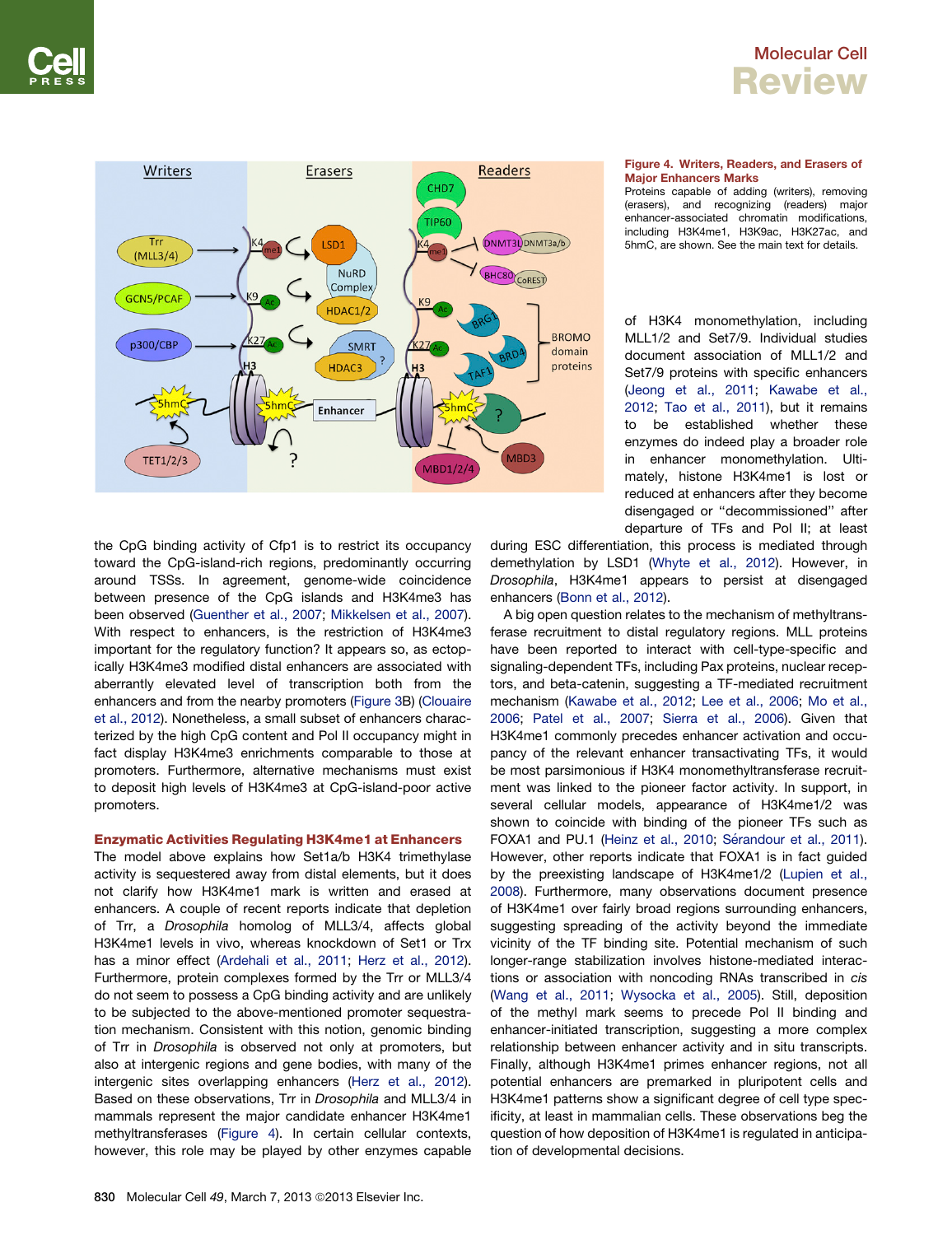**Figure 4. Writers, Readers, and Erasers of Major Enhancers Marks**

Proteins capable of adding (writers), removing (erasers), and recognizing (readers) major enhancer-associated chromatin modifications, including H3K4me1, H3K9ac, H3K27ac, and 5hmC, are shown. See the main text for details.

the CpG binding activity of Cfp1 is to restrict its occupancy toward the CpG-island-rich regions, predominantly occurring around TSSs. In agreement, genome-wide coincidence between presence of the CpG islands and H3K4me3 has been observed (Guenther et al., 2007; Mikkelsen et al., 2007). With respect to enhancers, is the restriction of H3K4me3 important for the regulatory function? It appears so, as ectopically H3K4me3 modified distal enhancers are associated with aberrantly elevated level of transcription both from the enhancers and from the nearby promoters (Figure 3B) (Clouaire et al., 2012). Nonetheless, a small subset of enhancers characterized by the high CpG content and Pol II occupancy might in fact display H3K4me3 enrichments comparable to those at promoters. Furthermore, alternative mechanisms must exist to deposit high levels of H3K4me3 at CpG-island-poor active promoters.

## Enzymatic Activities Regulating H3K4me1 at Enhancers

The model above explains how Set1a/b H3K4 trimethylase activity is sequestered away from distal elements, but it does not clarify how H3K4me1 mark is written and erased at enhancers. A couple of recent reports indicate that depletion of Trr, a *Drosophila* homolog of MLL3/4, affects global H3K4me1 levels in vivo, whereas knockdown of Set1 or Trx has a minor effect (Ardehali et al., 2011; Herz et al., 2012). Furthermore, protein complexes formed by the Trr or MLL3/4 do not seem to possess a CpG binding activity and are unlikely to be subjected to the above-mentioned promoter sequestration mechanism. Consistent with this notion, genomic binding of Trr in *Drosophila* is observed not only at promoters, but also at intergenic regions and gene bodies, with many of the intergenic sites overlapping enhancers (Herz et al., 2012). Based on these observations, Trr in *Drosophila* and MLL3/4 in mammals represent the major candidate enhancer H3K4me1 methyltransferases (Figure 4). In certain cellular contexts, however, this role may be played by other enzymes capable of H3K4 monomethylation, including MLL1/2 and Set7/9. Individual studies document association of MLL1/2 and Set7/9 proteins with specific enhancers (Jeong et al., 2011; Kawabe et al., 2012; Tao et al., 2011), but it remains to be established whether these enzymes do indeed play a broader role in enhancer monomethylation. Ultimately, histone H3K4me1 is lost or reduced at enhancers after they become disengaged or "decommissioned" after departure of TFs and Pol II; at least during ESC differentiation, this process is mediated through demethylation by LSD1 (Whyte et al., 2012). However, in *Drosophila*, H3K4me1 appears to persist at disengaged enhancers (Bonn et al., 2012).

A big open question relates to the mechanism of methyltransferase recruitment to distal regulatory regions. MLL proteins have been reported to interact with cell-type-specific and signaling-dependent TFs, including Pax proteins, nuclear receptors, and beta-catenin, suggesting a TF-mediated recruitment mechanism (Kawabe et al., 2012; Lee et al., 2006; Mo et al., 2006; Patel et al., 2007; Sierra et al., 2006). Given that H3K4me1 commonly precedes enhancer activation and occupancy of the relevant enhancer transactivating TFs, it would be most parsimonious if H3K4 monomethyltransferase recruitment was linked to the pioneer factor activity. In support, in several cellular models, appearance of H3K4me1/2 was shown to coincide with binding of the pioneer TFs such as FOXA1 and PU.1 (Heinz et al., 2010; Sérandour et al., 2011). However, other reports indicate that FOXA1 is in fact guided by the preexisting landscape of H3K4me1/2 (Lupien et al., 2008). Furthermore, many observations document presence of H3K4me1 over fairly broad regions surrounding enhancers, suggesting spreading of the activity beyond the immediate vicinity of the TF binding site. Potential mechanism of such longer-range stabilization involves histone-mediated interactions or association with noncoding RNAs transcribed in *cis* (Wang et al., 2011; Wysocka et al., 2005). Still, deposition of the methyl mark seems to precede Pol II binding and enhancer-initiated transcription, suggesting a more complex relationship between enhancer activity and in situ transcripts. Finally, although H3K4me1 primes enhancer regions, not all potential enhancers are premarked in pluripotent cells and H3K4me1 patterns show a significant degree of cell type specificity, at least in mammalian cells. These observations beg the question of how deposition of H3K4me1 is regulated in anticipation of developmental decisions.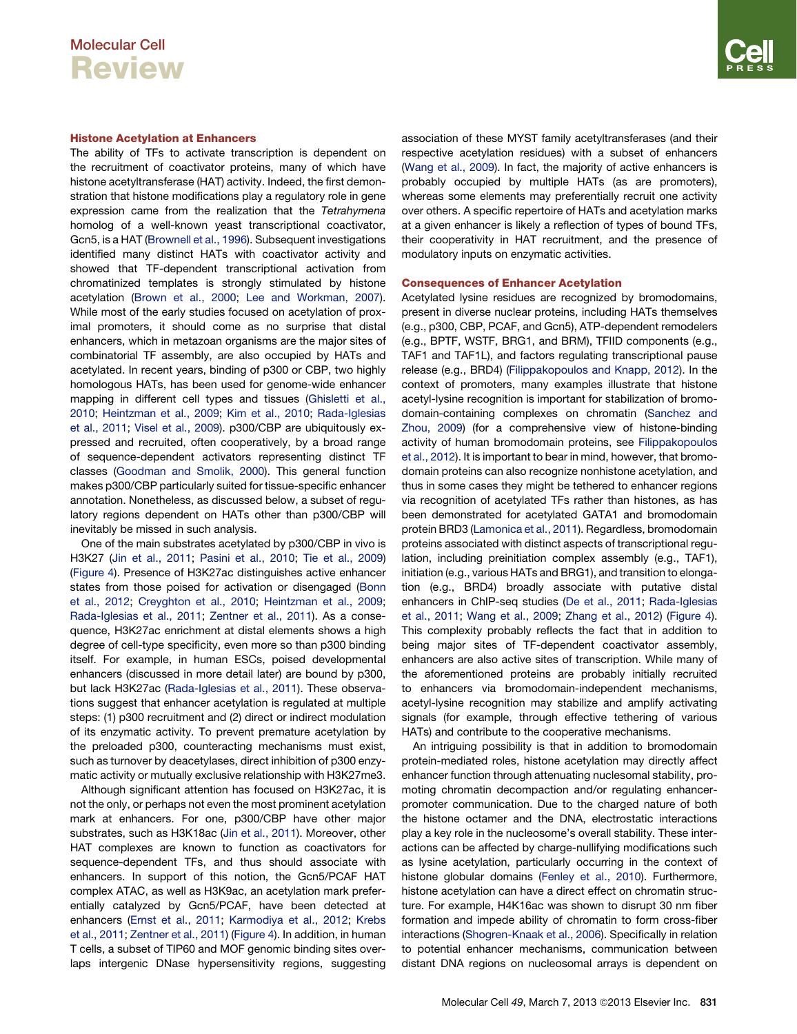### Histone Acetylation at Enhancers

The ability of TFs to activate transcription is dependent on the recruitment of coactivator proteins, many of which have histone acetyltransferase (HAT) activity. Indeed, the first demonstration that histone modifications play a regulatory role in gene expression came from the realization that the *Tetrahymena* homolog of a well-known yeast transcriptional coactivator, Gcn5, is a HAT (Brownell et al., 1996). Subsequent investigations identified many distinct HATs with coactivator activity and showed that TF-dependent transcriptional activation from chromatinized templates is strongly stimulated by histone acetylation (Brown et al., 2000; Lee and Workman, 2007). While most of the early studies focused on acetylation of proximal promoters, it should come as no surprise that distal enhancers, which in metazoan organisms are the major sites of combinatorial TF assembly, are also occupied by HATs and acetylated. In recent years, binding of p300 or CBP, two highly homologous HATs, has been used for genome-wide enhancer mapping in different cell types and tissues (Ghisletti et al., 2010; Heintzman et al., 2009; Kim et al., 2010; Rada-Iglesias et al., 2011; Visel et al., 2009). p300/CBP are ubiquitously expressed and recruited, often cooperatively, by a broad range of sequence-dependent activators representing distinct TF classes (Goodman and Smolik, 2000). This general function makes p300/CBP particularly suited for tissue-specific enhancer annotation. Nonetheless, as discussed below, a subset of regulatory regions dependent on HATs other than p300/CBP will inevitably be missed in such analysis.

One of the main substrates acetylated by p300/CBP in vivo is H3K27 (Jin et al., 2011; Pasini et al., 2010; Tie et al., 2009) (Figure 4). Presence of H3K27ac distinguishes active enhancer states from those poised for activation or disengaged (Bonn et al., 2012; Creyghton et al., 2010; Heintzman et al., 2009; Rada-Iglesias et al., 2011; Zentner et al., 2011). As a consequence, H3K27ac enrichment at distal elements shows a high degree of cell-type specificity, even more so than p300 binding itself. For example, in human ESCs, poised developmental enhancers (discussed in more detail later) are bound by p300, but lack H3K27ac (Rada-Iglesias et al., 2011). These observations suggest that enhancer acetylation is regulated at multiple steps: (1) p300 recruitment and (2) direct or indirect modulation of its enzymatic activity. To prevent premature acetylation by the preloaded p300, counteracting mechanisms must exist, such as turnover by deacetylases, direct inhibition of p300 enzymatic activity or mutually exclusive relationship with H3K27me3.

Although significant attention has focused on H3K27ac, it is not the only, or perhaps not even the most prominent acetylation mark at enhancers. For one, p300/CBP have other major substrates, such as H3K18ac (Jin et al., 2011). Moreover, other HAT complexes are known to function as coactivators for sequence-dependent TFs, and thus should associate with enhancers. In support of this notion, the Gcn5/PCAF HAT complex ATAC, as well as H3K9ac, an acetylation mark preferentially catalyzed by Gcn5/PCAF, have been detected at enhancers (Ernst et al., 2011; Karmodiya et al., 2012; Krebs et al., 2011; Zentner et al., 2011) (Figure 4). In addition, in human T cells, a subset of TIP60 and MOF genomic binding sites overlaps intergenic DNase hypersensitivity regions, suggesting association of these MYST family acetyltransferases (and their respective acetylation residues) with a subset of enhancers (Wang et al., 2009). In fact, the majority of active enhancers is probably occupied by multiple HATs (as are promoters), whereas some elements may preferentially recruit one activity over others. A specific repertoire of HATs and acetylation marks at a given enhancer is likely a reflection of types of bound TFs, their cooperativity in HAT recruitment, and the presence of modulatory inputs on enzymatic activities.

### Consequences of Enhancer Acetylation

Acetylated lysine residues are recognized by bromodomains, present in diverse nuclear proteins, including HATs themselves (e.g., p300, CBP, PCAF, and Gcn5), ATP-dependent remodelers (e.g., BPTF, WSTF, BRG1, and BRM), TFIID components (e.g., TAF1 and TAF1L), and factors regulating transcriptional pause release (e.g., BRD4) (Filippakopoulos and Knapp, 2012). In the context of promoters, many examples illustrate that histone acetyl-lysine recognition is important for stabilization of bromodomain-containing complexes on chromatin (Sanchez and Zhou, 2009) (for a comprehensive view of histone-binding activity of human bromodomain proteins, see Filippakopoulos et al., 2012). It is important to bear in mind, however, that bromodomain proteins can also recognize nonhistone acetylation, and thus in some cases they might be tethered to enhancer regions via recognition of acetylated TFs rather than histones, as has been demonstrated for acetylated GATA1 and bromodomain protein BRD3 (Lamonica et al., 2011). Regardless, bromodomain proteins associated with distinct aspects of transcriptional regulation, including preinitiation complex assembly (e.g., TAF1), initiation (e.g., various HATs and BRG1), and transition to elongation (e.g., BRD4) broadly associate with putative distal enhancers in ChIP-seq studies (De et al., 2011; Rada-Iglesias et al., 2011; Wang et al., 2009; Zhang et al., 2012) (Figure 4). This complexity probably reflects the fact that in addition to being major sites of TF-dependent coactivator assembly, enhancers are also active sites of transcription. While many of the aforementioned proteins are probably initially recruited to enhancers via bromodomain-independent mechanisms, acetyl-lysine recognition may stabilize and amplify activating signals (for example, through effective tethering of various HATs) and contribute to the cooperative mechanisms.

An intriguing possibility is that in addition to bromodomain protein-mediated roles, histone acetylation may directly affect enhancer function through attenuating nucleosomal stability, promoting chromatin decompaction and/or regulating enhancer-promoter communication. Due to the charged nature of both the histone octamer and the DNA, electrostatic interactions play a key role in the nucleosome's overall stability. These interactions can be affected by charge-nullifying modifications such as lysine acetylation, particularly occurring in the context of histone globular domains (Fenley et al., 2010). Furthermore, histone acetylation can have a direct effect on chromatin structure. For example, H4K16ac was shown to disrupt 30 nm fiber formation and impede ability of chromatin to form cross-fiber interactions (Shogren-Knaak et al., 2006). Specifically in relation to potential enhancer mechanisms, communication between distant DNA regions on nucleosomal arrays is dependent on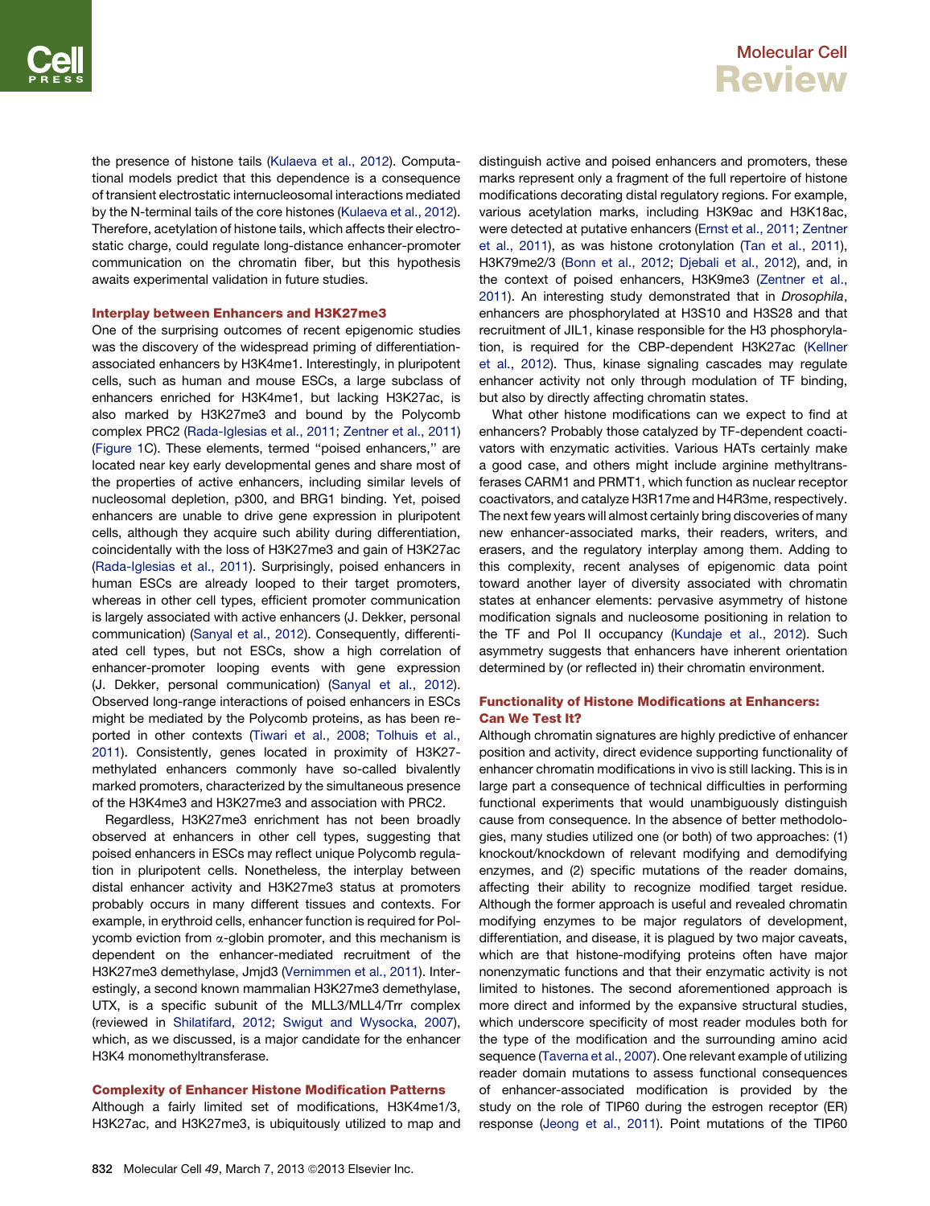the presence of histone tails (Kulaeva et al., 2012). Computational models predict that this dependence is a consequence of transient electrostatic internucleosomal interactions mediated by the N-terminal tails of the core histones (Kulaeva et al., 2012). Therefore, acetylation of histone tails, which affects their electrostatic charge, could regulate long-distance enhancer-promoter communication on the chromatin fiber, but this hypothesis awaits experimental validation in future studies.

## Interplay between Enhancers and H3K27me3

One of the surprising outcomes of recent epigenomic studies was the discovery of the widespread priming of differentiation-associated enhancers by H3K4me1. Interestingly, in pluripotent cells, such as human and mouse ESCs, a large subclass of enhancers enriched for H3K4me1, but lacking H3K27ac, is also marked by H3K27me3 and bound by the Polycomb complex PRC2 (Rada-Iglesias et al., 2011; Zentner et al., 2011) (Figure 1C). These elements, termed "poised enhancers," are located near key early developmental genes and share most of the properties of active enhancers, including similar levels of nucleosomal depletion, p300, and BRG1 binding. Yet, poised enhancers are unable to drive gene expression in pluripotent cells, although they acquire such ability during differentiation, coincidentally with the loss of H3K27me3 and gain of H3K27ac (Rada-Iglesias et al., 2011). Surprisingly, poised enhancers in human ESCs are already looped to their target promoters, whereas in other cell types, efficient promoter communication is largely associated with active enhancers (J. Dekker, personal communication) (Sanyal et al., 2012). Consequently, differentiated cell types, but not ESCs, show a high correlation of enhancer-promoter looping events with gene expression (J. Dekker, personal communication) (Sanyal et al., 2012). Observed long-range interactions of poised enhancers in ESCs might be mediated by the Polycomb proteins, as has been reported in other contexts (Tiwari et al., 2008; Tolhuis et al., 2011). Consistently, genes located in proximity of H3K27-methylated enhancers commonly have so-called bivalently marked promoters, characterized by the simultaneous presence of the H3K4me3 and H3K27me3 and association with PRC2.

Regardless, H3K27me3 enrichment has not been broadly observed at enhancers in other cell types, suggesting that poised enhancers in ESCs may reflect unique Polycomb regulation in pluripotent cells. Nonetheless, the interplay between distal enhancer activity and H3K27me3 status at promoters probably occurs in many different tissues and contexts. For example, in erythroid cells, enhancer function is required for Polycomb eviction from α-globin promoter, and this mechanism is dependent on the enhancer-mediated recruitment of the H3K27me3 demethylase, Jmjd3 (Vernimmen et al., 2011). Interestingly, a second known mammalian H3K27me3 demethylase, UTX, is a specific subunit of the MLL3/MLL4/Trr complex (reviewed in Shilatifard, 2012; Swigut and Wysocka, 2007), which, as we discussed, is a major candidate for the enhancer H3K4 monomethyltransferase.

## Complexity of Enhancer Histone Modification Patterns

Although a fairly limited set of modifications, H3K4me1/3, H3K27ac, and H3K27me3, is ubiquitously utilized to map and distinguish active and poised enhancers and promoters, these marks represent only a fragment of the full repertoire of histone modifications decorating distal regulatory regions. For example, various acetylation marks, including H3K9ac and H3K18ac, were detected at putative enhancers (Ernst et al., 2011; Zentner et al., 2011), as was histone crotonylation (Tan et al., 2011), H3K79me2/3 (Bonn et al., 2012; Djebali et al., 2012), and, in the context of poised enhancers, H3K9me3 (Zentner et al., 2011). An interesting study demonstrated that in *Drosophila*, enhancers are phosphorylated at H3S10 and H3S28 and that recruitment of JIL1, kinase responsible for the H3 phosphorylation, is required for the CBP-dependent H3K27ac (Kellner et al., 2012). Thus, kinase signaling cascades may regulate enhancer activity not only through modulation of TF binding, but also by directly affecting chromatin states.

What other histone modifications can we expect to find at enhancers? Probably those catalyzed by TF-dependent coactivators with enzymatic activities. Various HATs certainly make a good case, and others might include arginine methyltransferases CARM1 and PRMT1, which function as nuclear receptor coactivators, and catalyze H3R17me and H4R3me, respectively. The next few years will almost certainly bring discoveries of many new enhancer-associated marks, their readers, writers, and erasers, and the regulatory interplay among them. Adding to this complexity, recent analyses of epigenomic data point toward another layer of diversity associated with chromatin states at enhancer elements: pervasive asymmetry of histone modification signals and nucleosome positioning in relation to the TF and Pol II occupancy (Kundaje et al., 2012). Such asymmetry suggests that enhancers have inherent orientation determined by (or reflected in) their chromatin environment.

## Functionality of Histone Modifications at Enhancers: Can We Test It?

Although chromatin signatures are highly predictive of enhancer position and activity, direct evidence supporting functionality of enhancer chromatin modifications in vivo is still lacking. This is in large part a consequence of technical difficulties in performing functional experiments that would unambiguously distinguish cause from consequence. In the absence of better methodologies, many studies utilized one (or both) of two approaches: (1) knockout/knockdown of relevant modifying and demodifying enzymes, and (2) specific mutations of the reader domains, affecting their ability to recognize modified target residue. Although the former approach is useful and revealed chromatin modifying enzymes to be major regulators of development, differentiation, and disease, it is plagued by two major caveats, which are that histone-modifying proteins often have major nonenzymatic functions and that their enzymatic activity is not limited to histones. The second aforementioned approach is more direct and informed by the expansive structural studies, which underscore specificity of most reader modules both for the type of the modification and the surrounding amino acid sequence (Taverna et al., 2007). One relevant example of utilizing reader domain mutations to assess functional consequences of enhancer-associated modification is provided by the study on the role of TIP60 during the estrogen receptor (ER) response (Jeong et al., 2011). Point mutations of the TIP60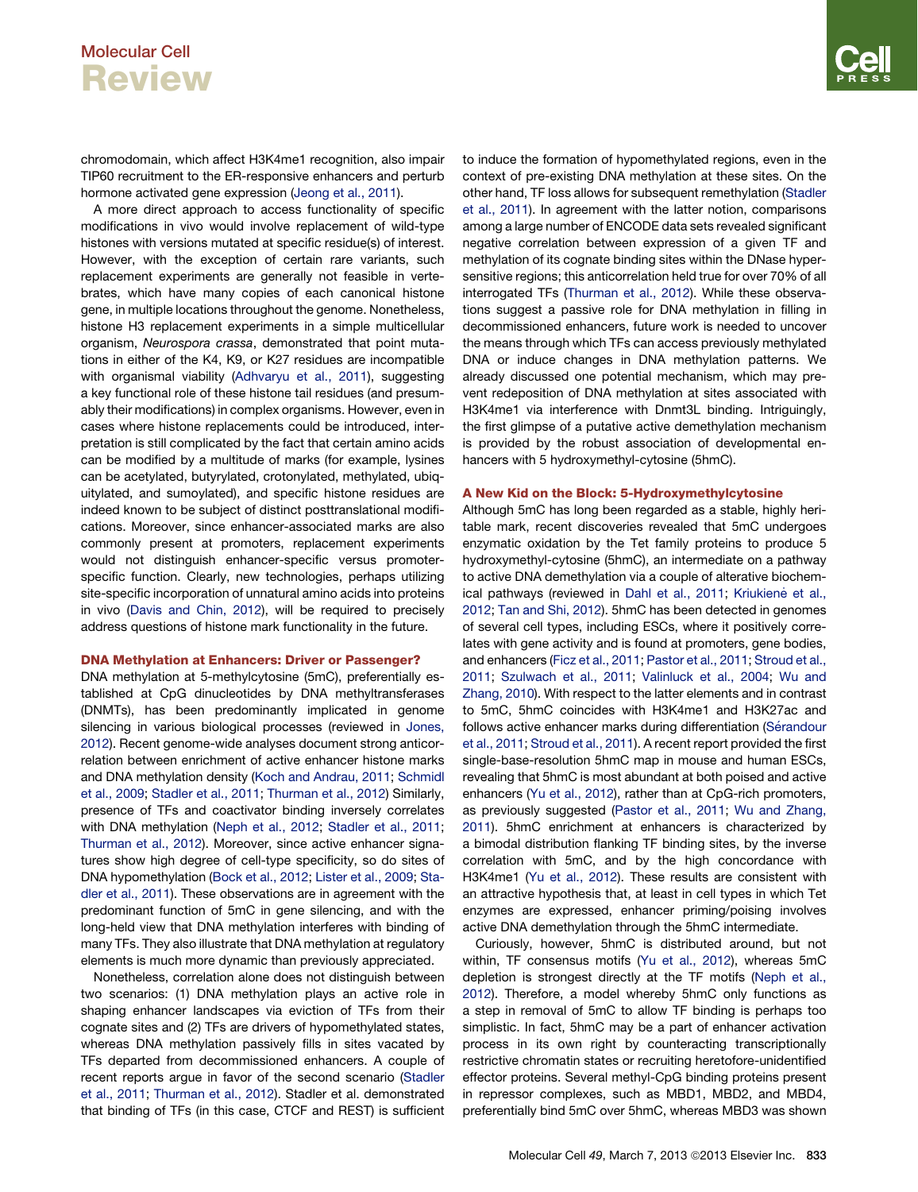chromodomain, which affect H3K4me1 recognition, also impair TIP60 recruitment to the ER-responsive enhancers and perturb hormone activated gene expression (Jeong et al., 2011).

A more direct approach to access functionality of specific modifications in vivo would involve replacement of wild-type histones with versions mutated at specific residue(s) of interest. However, with the exception of certain rare variants, such replacement experiments are generally not feasible in vertebrates, which have many copies of each canonical histone gene, in multiple locations throughout the genome. Nonetheless, histone H3 replacement experiments in a simple multicellular organism, *Neurospora crassa*, demonstrated that point mutations in either of the K4, K9, or K27 residues are incompatible with organismal viability (Adhvaryu et al., 2011), suggesting a key functional role of these histone tail residues (and presumably their modifications) in complex organisms. However, even in cases where histone replacements could be introduced, interpretation is still complicated by the fact that certain amino acids can be modified by a multitude of marks (for example, lysines can be acetylated, butyrylated, crotonylated, methylated, ubiquitylated, and sumoylated), and specific histone residues are indeed known to be subject of distinct posttranslational modifications. Moreover, since enhancer-associated marks are also commonly present at promoters, replacement experiments would not distinguish enhancer-specific versus promoter-specific function. Clearly, new technologies, perhaps utilizing site-specific incorporation of unnatural amino acids into proteins in vivo (Davis and Chin, 2012), will be required to precisely address questions of histone mark functionality in the future.

## DNA Methylation at Enhancers: Driver or Passenger?

DNA methylation at 5-methylcytosine (5mC), preferentially established at CpG dinucleotides by DNA methyltransferases (DNMTs), has been predominantly implicated in genome silencing in various biological processes (reviewed in Jones, 2012). Recent genome-wide analyses document strong anticorrelation between enrichment of active enhancer histone marks and DNA methylation density (Koch and Andrau, 2011; Schmidl et al., 2009; Stadler et al., 2011; Thurman et al., 2012) Similarly, presence of TFs and coactivator binding inversely correlates with DNA methylation (Neph et al., 2012; Stadler et al., 2011; Thurman et al., 2012). Moreover, since active enhancer signatures show high degree of cell-type specificity, so do sites of DNA hypomethylation (Bock et al., 2012; Lister et al., 2009; Stadler et al., 2011). These observations are in agreement with the predominant function of 5mC in gene silencing, and with the long-held view that DNA methylation interferes with binding of many TFs. They also illustrate that DNA methylation at regulatory elements is much more dynamic than previously appreciated.

Nonetheless, correlation alone does not distinguish between two scenarios: (1) DNA methylation plays an active role in shaping enhancer landscapes via eviction of TFs from their cognate sites and (2) TFs are drivers of hypomethylated states, whereas DNA methylation passively fills in sites vacated by TFs departed from decommissioned enhancers. A couple of recent reports argue in favor of the second scenario (Stadler et al., 2011; Thurman et al., 2012). Stadler et al. demonstrated that binding of TFs (in this case, CTCF and REST) is sufficient to induce the formation of hypomethylated regions, even in the context of pre-existing DNA methylation at these sites. On the other hand, TF loss allows for subsequent remethylation (Stadler et al., 2011). In agreement with the latter notion, comparisons among a large number of ENCODE data sets revealed significant negative correlation between expression of a given TF and methylation of its cognate binding sites within the DNase hypersensitive regions; this anticorrelation held true for over 70% of all interrogated TFs (Thurman et al., 2012). While these observations suggest a passive role for DNA methylation in filling in decommissioned enhancers, future work is needed to uncover the means through which TFs can access previously methylated DNA or induce changes in DNA methylation patterns. We already discussed one potential mechanism, which may prevent redeposition of DNA methylation at sites associated with H3K4me1 via interference with Dnmt3L binding. Intriguingly, the first glimpse of a putative active demethylation mechanism is provided by the robust association of developmental enhancers with 5 hydroxymethyl-cytosine (5hmC).

## A New Kid on the Block: 5-Hydroxymethylcytosine

Although 5mC has long been regarded as a stable, highly heritable mark, recent discoveries revealed that 5mC undergoes enzymatic oxidation by the Tet family proteins to produce 5 hydroxymethyl-cytosine (5hmC), an intermediate on a pathway to active DNA demethylation via a couple of alterative biochemical pathways (reviewed in Dahl et al., 2011; Kriukienė et al., 2012; Tan and Shi, 2012). 5hmC has been detected in genomes of several cell types, including ESCs, where it positively correlates with gene activity and is found at promoters, gene bodies, and enhancers (Ficz et al., 2011; Pastor et al., 2011; Stroud et al., 2011; Szulwach et al., 2011; Valinluck et al., 2004; Wu and Zhang, 2010). With respect to the latter elements and in contrast to 5mC, 5hmC coincides with H3K4me1 and H3K27ac and follows active enhancer marks during differentiation (Sérandour et al., 2011; Stroud et al., 2011). A recent report provided the first single-base-resolution 5hmC map in mouse and human ESCs, revealing that 5hmC is most abundant at both poised and active enhancers (Yu et al., 2012), rather than at CpG-rich promoters, as previously suggested (Pastor et al., 2011; Wu and Zhang, 2011). 5hmC enrichment at enhancers is characterized by a bimodal distribution flanking TF binding sites, by the inverse correlation with 5mC, and by the high concordance with H3K4me1 (Yu et al., 2012). These results are consistent with an attractive hypothesis that, at least in cell types in which Tet enzymes are expressed, enhancer priming/poising involves active DNA demethylation through the 5hmC intermediate.

Curiously, however, 5hmC is distributed around, but not within, TF consensus motifs (Yu et al., 2012), whereas 5mC depletion is strongest directly at the TF motifs (Neph et al., 2012). Therefore, a model whereby 5hmC only functions as a step in removal of 5mC to allow TF binding is perhaps too simplistic. In fact, 5hmC may be a part of enhancer activation process in its own right by counteracting transcriptionally restrictive chromatin states or recruiting heretofore-unidentified effector proteins. Several methyl-CpG binding proteins present in repressor complexes, such as MBD1, MBD2, and MBD4, preferentially bind 5mC over 5hmC, whereas MBD3 was shown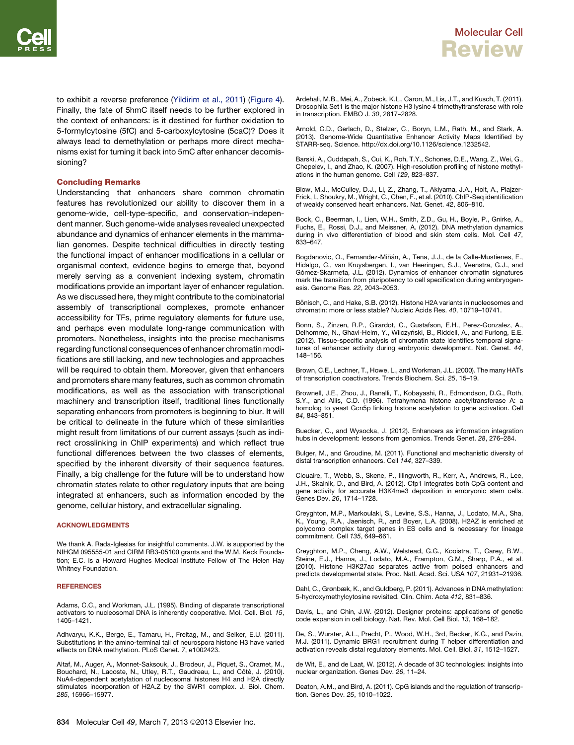to exhibit a reverse preference (Yildirim et al., 2011) (Figure 4). Finally, the fate of 5hmC itself needs to be further explored in the context of enhancers: is it destined for further oxidation to 5-formylcytosine (5fC) and 5-carboxylcytosine (5caC)? Does it always lead to demethylation or perhaps more direct mechanisms exist for turning it back into 5mC after enhancer decommissioning?

## Concluding Remarks

Understanding that enhancers share common chromatin features has revolutionized our ability to discover them in a genome-wide, cell-type-specific, and conservation-independent manner. Such genome-wide analyses revealed unexpected abundance and dynamics of enhancer elements in the mammalian genomes. Despite technical difficulties in directly testing the functional impact of enhancer modifications in a cellular or organismal context, evidence begins to emerge that, beyond merely serving as a convenient indexing system, chromatin modifications provide an important layer of enhancer regulation. As we discussed here, they might contribute to the combinatorial assembly of transcriptional complexes, promote enhancer accessibility for TFs, prime regulatory elements for future use, and perhaps even modulate long-range communication with promoters. Nonetheless, insights into the precise mechanisms regarding functional consequences of enhancer chromatin modifications are still lacking, and new technologies and approaches will be required to obtain them. Moreover, given that enhancers and promoters share many features, such as common chromatin modifications, as well as the association with transcriptional machinery and transcription itself, traditional lines functionally separating enhancers from promoters is beginning to blur. It will be critical to delineate in the future which of these similarities might result from limitations of our current assays (such as indirect crosslinking in ChIP experiments) and which reflect true functional differences between the two classes of elements, specified by the inherent diversity of their sequence features. Finally, a big challenge for the future will be to understand how chromatin states relate to other regulatory inputs that are being integrated at enhancers, such as information encoded by the genome, cellular history, and extracellular signaling.

### ACKNOWLEDGMENTS

We thank A. Rada-Iglesias for insightful comments. J.W. is supported by the NIHGM 095555-01 and CIRM RB3-05100 grants and the W.M. Keck Foundation; E.C. is a Howard Hughes Medical Institute Fellow of The Helen Hay Whitney Foundation.

### REFERENCES

Adams, C.C., and Workman, J.L. (1995). Binding of disparate transcriptional activators to nucleosomal DNA is inherently cooperative. Mol. Cell. Biol. *15*, 1405–1421.

Adhvaryu, K.K., Berge, E., Tamaru, H., Freitag, M., and Selker, E.U. (2011). Substitutions in the amino-terminal tail of neurospora histone H3 have varied effects on DNA methylation. PLoS Genet. *7*, e1002423.

Altaf, M., Auger, A., Monnet-Saksouk, J., Brodeur, J., Piquet, S., Cramet, M., Bouchard, N., Lacoste, N., Utley, R.T., Gaudreau, L., and Côté, J. (2010). NuA4-dependent acetylation of nucleosomal histones H4 and H2A directly stimulates incorporation of H2A.Z by the SWR1 complex. J. Biol. Chem. *285*, 15966–15977.

Ardehali, M.B., Mei, A., Zobeck, K.L., Caron, M., Lis, J.T., and Kusch, T. (2011). Drosophila Set1 is the major histone H3 lysine 4 trimethyltransferase with role in transcription. EMBO J. *30*, 2817–2828.

Arnold, C.D., Gerlach, D., Stelzer, C., Boryn, L.M., Rath, M., and Stark, A. (2013). Genome-Wide Quantitative Enhancer Activity Maps Identified by STARR-seq. Science. http://dx.doi.org/10.1126/science.1232542.

Barski, A., Cuddapah, S., Cui, K., Roh, T.Y., Schones, D.E., Wang, Z., Wei, G., Chepelev, I., and Zhao, K. (2007). High-resolution profiling of histone methylations in the human genome. Cell *129*, 823–837.

Blow, M.J., McCulley, D.J., Li, Z., Zhang, T., Akiyama, J.A., Holt, A., Plajzer-Frick, I., Shoukry, M., Wright, C., Chen, F., et al. (2010). ChIP-Seq identification of weakly conserved heart enhancers. Nat. Genet. *42*, 806–810.

Bock, C., Beerman, I., Lien, W.H., Smith, Z.D., Gu, H., Boyle, P., Gnirke, A., Fuchs, E., Rossi, D.J., and Meissner, A. (2012). DNA methylation dynamics during in vivo differentiation of blood and skin stem cells. Mol. Cell *47*, 633–647.

Bogdanovic, O., Fernandez-Miñán, A., Tena, J.J., de la Calle-Mustienes, E., Hidalgo, C., van Kruysbergen, I., van Heeringen, S.J., Veenstra, G.J., and Gómez-Skarmeta, J.L. (2012). Dynamics of enhancer chromatin signatures mark the transition from pluripotency to cell specification during embryogenesis. Genome Res. *22*, 2043–2053.

Bönisch, C., and Hake, S.B. (2012). Histone H2A variants in nucleosomes and chromatin: more or less stable? Nucleic Acids Res. *40*, 10719–10741.

Bonn, S., Zinzen, R.P., Girardot, C., Gustafson, E.H., Perez-Gonzalez, A., Delhomme, N., Ghavi-Helm, Y., Wilczyński, B., Riddell, A., and Furlong, E.E. (2012). Tissue-specific analysis of chromatin state identifies temporal signatures of enhancer activity during embryonic development. Nat. Genet. *44*, 148–156.

Brown, C.E., Lechner, T., Howe, L., and Workman, J.L. (2000). The many HATs of transcription coactivators. Trends Biochem. Sci. *25*, 15–19.

Brownell, J.E., Zhou, J., Ranalli, T., Kobayashi, R., Edmondson, D.G., Roth, S.Y., and Allis, C.D. (1996). Tetrahymena histone acetyltransferase A: a homolog to yeast Gcn5p linking histone acetylation to gene activation. Cell *84*, 843–851.

Buecker, C., and Wysocka, J. (2012). Enhancers as information integration hubs in development: lessons from genomics. Trends Genet. *28*, 276–284.

Bulger, M., and Groudine, M. (2011). Functional and mechanistic diversity of distal transcription enhancers. Cell *144*, 327–339.

Clouaire, T., Webb, S., Skene, P., Illingworth, R., Kerr, A., Andrews, R., Lee, J.H., Skalnik, D., and Bird, A. (2012). Cfp1 integrates both CpG content and gene activity for accurate H3K4me3 deposition in embryonic stem cells. Genes Dev. *26*, 1714–1728.

Creyghton, M.P., Markoulaki, S., Levine, S.S., Hanna, J., Lodato, M.A., Sha, K., Young, R.A., Jaenisch, R., and Boyer, L.A. (2008). H2AZ is enriched at polycomb complex target genes in ES cells and is necessary for lineage commitment. Cell *135*, 649–661.

Creyghton, M.P., Cheng, A.W., Welstead, G.G., Kooistra, T., Carey, B.W., Steine, E.J., Hanna, J., Lodato, M.A., Frampton, G.M., Sharp, P.A., et al. (2010). Histone H3K27ac separates active from poised enhancers and predicts developmental state. Proc. Natl. Acad. Sci. USA *107*, 21931–21936.

Dahl, C., Grønbæk, K., and Guldberg, P. (2011). Advances in DNA methylation: 5-hydroxymethylcytosine revisited. Clin. Chim. Acta *412*, 831–836.

Davis, L., and Chin, J.W. (2012). Designer proteins: applications of genetic code expansion in cell biology. Nat. Rev. Mol. Cell Biol. *13*, 168–182.

De, S., Wurster, A.L., Precht, P., Wood, W.H., 3rd, Becker, K.G., and Pazin, M.J. (2011). Dynamic BRG1 recruitment during T helper differentiation and activation reveals distal regulatory elements. Mol. Cell. Biol. *31*, 1512–1527.

de Wit, E., and de Laat, W. (2012). A decade of 3C technologies: insights into nuclear organization. Genes Dev. *26*, 11–24.

Deaton, A.M., and Bird, A. (2011). CpG islands and the regulation of transcription. Genes Dev. *25*, 1010–1022.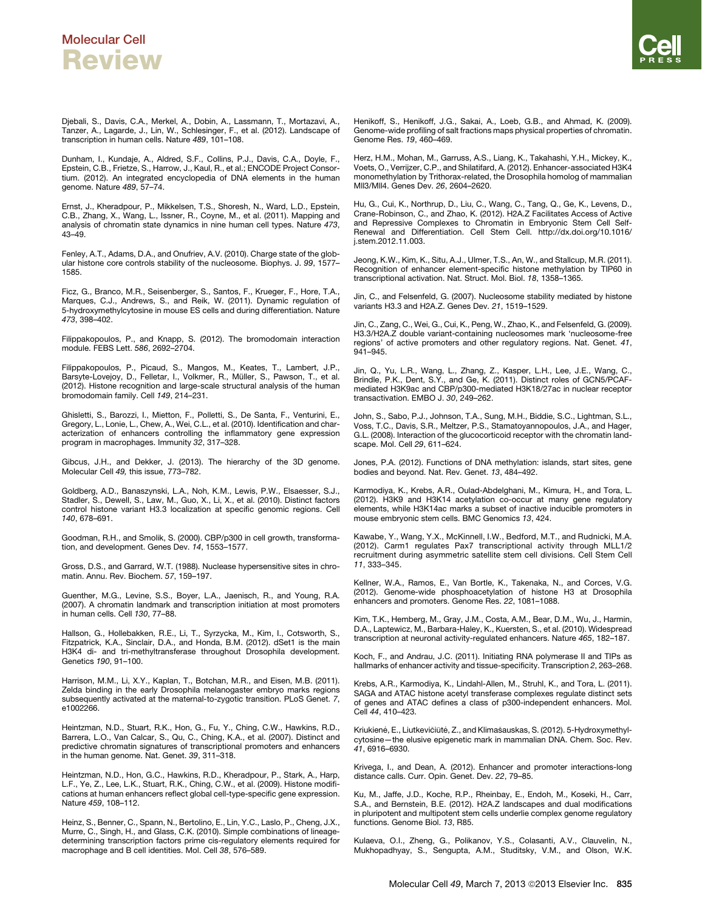Djebali, S., Davis, C.A., Merkel, A., Dobin, A., Lassmann, T., Mortazavi, A., Tanzer, A., Lagarde, J., Lin, W., Schlesinger, F., et al. (2012). Landscape of transcription in human cells. Nature *489*, 101–108.

Dunham, I., Kundaje, A., Aldred, S.F., Collins, P.J., Davis, C.A., Doyle, F., Epstein, C.B., Frietze, S., Harrow, J., Kaul, R., et al.; ENCODE Project Consortium. (2012). An integrated encyclopedia of DNA elements in the human genome. Nature *489*, 57–74.

Ernst, J., Kheradpour, P., Mikkelsen, T.S., Shoresh, N., Ward, L.D., Epstein, C.B., Zhang, X., Wang, L., Issner, R., Coyne, M., et al. (2011). Mapping and analysis of chromatin state dynamics in nine human cell types. Nature *473*, 43–49.

Fenley, A.T., Adams, D.A., and Onufriev, A.V. (2010). Charge state of the globular histone core controls stability of the nucleosome. Biophys. J. *99*, 1577–1585.

Ficz, G., Branco, M.R., Seisenberger, S., Santos, F., Krueger, F., Hore, T.A., Marques, C.J., Andrews, S., and Reik, W. (2011). Dynamic regulation of 5-hydroxymethylcytosine in mouse ES cells and during differentiation. Nature *473*, 398–402.

Filippakopoulos, P., and Knapp, S. (2012). The bromodomain interaction module. FEBS Lett. *586*, 2692–2704.

Filippakopoulos, P., Picaud, S., Mangos, M., Keates, T., Lambert, J.P., Barsyte-Lovejoy, D., Felletar, I., Volkmer, R., Müller, S., Pawson, T., et al. (2012). Histone recognition and large-scale structural analysis of the human bromodomain family. Cell *149*, 214–231.

Ghisletti, S., Barozzi, I., Mietton, F., Polletti, S., De Santa, F., Venturini, E., Gregory, L., Lonie, L., Chew, A., Wei, C.L., et al. (2010). Identification and characterization of enhancers controlling the inflammatory gene expression program in macrophages. Immunity *32*, 317–328.

Gibcus, J.H., and Dekker, J. (2013). The hierarchy of the 3D genome. Molecular Cell *49*, this issue, 773–782.

Goldberg, A.D., Banaszynski, L.A., Noh, K.M., Lewis, P.W., Elsaesser, S.J., Stadler, S., Dewell, S., Law, M., Guo, X., Li, X., et al. (2010). Distinct factors control histone variant H3.3 localization at specific genomic regions. Cell *140*, 678–691.

Goodman, R.H., and Smolik, S. (2000). CBP/p300 in cell growth, transformation, and development. Genes Dev. *14*, 1553–1577.

Gross, D.S., and Garrard, W.T. (1988). Nuclease hypersensitive sites in chromatin. Annu. Rev. Biochem. *57*, 159–197.

Guenther, M.G., Levine, S.S., Boyer, L.A., Jaenisch, R., and Young, R.A. (2007). A chromatin landmark and transcription initiation at most promoters in human cells. Cell *130*, 77–88.

Hallson, G., Hollebakken, R.E., Li, T., Syrzycka, M., Kim, I., Cotsworth, S., Fitzpatrick, K.A., Sinclair, D.A., and Honda, B.M. (2012). dSet1 is the main H3K4 di- and tri-methyltransferase throughout Drosophila development. Genetics *190*, 91–100.

Harrison, M.M., Li, X.Y., Kaplan, T., Botchan, M.R., and Eisen, M.B. (2011). Zelda binding in the early Drosophila melanogaster embryo marks regions subsequently activated at the maternal-to-zygotic transition. PLoS Genet. *7*, e1002266.

Heintzman, N.D., Stuart, R.K., Hon, G., Fu, Y., Ching, C.W., Hawkins, R.D., Barrera, L.O., Van Calcar, S., Qu, C., Ching, K.A., et al. (2007). Distinct and predictive chromatin signatures of transcriptional promoters and enhancers in the human genome. Nat. Genet. *39*, 311–318.

Heintzman, N.D., Hon, G.C., Hawkins, R.D., Kheradpour, P., Stark, A., Harp, L.F., Ye, Z., Lee, L.K., Stuart, R.K., Ching, C.W., et al. (2009). Histone modifications at human enhancers reflect global cell-type-specific gene expression. Nature *459*, 108–112.

Heinz, S., Benner, C., Spann, N., Bertolino, E., Lin, Y.C., Laslo, P., Cheng, J.X., Murre, C., Singh, H., and Glass, C.K. (2010). Simple combinations of lineage-determining transcription factors prime cis-regulatory elements required for macrophage and B cell identities. Mol. Cell *38*, 576–589.

Henikoff, S., Henikoff, J.G., Sakai, A., Loeb, G.B., and Ahmad, K. (2009). Genome-wide profiling of salt fractions maps physical properties of chromatin. Genome Res. *19*, 460–469.

Herz, H.M., Mohan, M., Garruss, A.S., Liang, K., Takahashi, Y.H., Mickey, K., Voets, O., Verrijzer, C.P., and Shilatifard, A. (2012). Enhancer-associated H3K4 monomethylation by Trithorax-related, the Drosophila homolog of mammalian Mll3/Mll4. Genes Dev. *26*, 2604–2620.

Hu, G., Cui, K., Northrup, D., Liu, C., Wang, C., Tang, Q., Ge, K., Levens, D., Crane-Robinson, C., and Zhao, K. (2012). H2A.Z Facilitates Access of Active and Repressive Complexes to Chromatin in Embryonic Stem Cell Self-Renewal and Differentiation. Cell Stem Cell. http://dx.doi.org/10.1016/j.stem.2012.11.003.

Jeong, K.W., Kim, K., Situ, A.J., Ulmer, T.S., An, W., and Stallcup, M.R. (2011). Recognition of enhancer element-specific histone methylation by TIP60 in transcriptional activation. Nat. Struct. Mol. Biol. *18*, 1358–1365.

Jin, C., and Felsenfeld, G. (2007). Nucleosome stability mediated by histone variants H3.3 and H2A.Z. Genes Dev. *21*, 1519–1529.

Jin, C., Zang, C., Wei, G., Cui, K., Peng, W., Zhao, K., and Felsenfeld, G. (2009). H3.3/H2A.Z double variant-containing nucleosomes mark 'nucleosome-free regions' of active promoters and other regulatory regions. Nat. Genet. *41*, 941–945.

Jin, Q., Yu, L.R., Wang, L., Zhang, Z., Kasper, L.H., Lee, J.E., Wang, C., Brindle, P.K., Dent, S.Y., and Ge, K. (2011). Distinct roles of GCN5/PCAF-mediated H3K9ac and CBP/p300-mediated H3K18/27ac in nuclear receptor transactivation. EMBO J. *30*, 249–262.

John, S., Sabo, P.J., Johnson, T.A., Sung, M.H., Biddie, S.C., Lightman, S.L., Voss, T.C., Davis, S.R., Meltzer, P.S., Stamatoyannopoulos, J.A., and Hager, G.L. (2008). Interaction of the glucocorticoid receptor with the chromatin landscape. Mol. Cell *29*, 611–624.

Jones, P.A. (2012). Functions of DNA methylation: islands, start sites, gene bodies and beyond. Nat. Rev. Genet. *13*, 484–492.

Karmodiya, K., Krebs, A.R., Oulad-Abdelghani, M., Kimura, H., and Tora, L. (2012). H3K9 and H3K14 acetylation co-occur at many gene regulatory elements, while H3K14ac marks a subset of inactive inducible promoters in mouse embryonic stem cells. BMC Genomics *13*, 424.

Kawabe, Y., Wang, Y.X., McKinnell, I.W., Bedford, M.T., and Rudnicki, M.A. (2012). Carm1 regulates Pax7 transcriptional activity through MLL1/2 recruitment during asymmetric satellite stem cell divisions. Cell Stem Cell *11*, 333–345.

Kellner, W.A., Ramos, E., Van Bortle, K., Takenaka, N., and Corces, V.G. (2012). Genome-wide phosphoacetylation of histone H3 at Drosophila enhancers and promoters. Genome Res. *22*, 1081–1088.

Kim, T.K., Hemberg, M., Gray, J.M., Costa, A.M., Bear, D.M., Wu, J., Harmin, D.A., Laptewicz, M., Barbara-Haley, K., Kuersten, S., et al. (2010). Widespread transcription at neuronal activity-regulated enhancers. Nature *465*, 182–187.

Koch, F., and Andrau, J.C. (2011). Initiating RNA polymerase II and TIPs as hallmarks of enhancer activity and tissue-specificity. Transcription *2*, 263–268.

Krebs, A.R., Karmodiya, K., Lindahl-Allen, M., Struhl, K., and Tora, L. (2011). SAGA and ATAC histone acetyl transferase complexes regulate distinct sets of genes and ATAC defines a class of p300-independent enhancers. Mol. Cell *44*, 410–423.

Kriukienė, E., Liutkevičiūtė, Z., and Klimašauskas, S. (2012). 5-Hydroxymethylcytosine—the elusive epigenetic mark in mammalian DNA. Chem. Soc. Rev. *41*, 6916–6930.

Krivega, I., and Dean, A. (2012). Enhancer and promoter interactions-long distance calls. Curr. Opin. Genet. Dev. *22*, 79–85.

Ku, M., Jaffe, J.D., Koche, R.P., Rheinbay, E., Endoh, M., Koseki, H., Carr, S.A., and Bernstein, B.E. (2012). H2A.Z landscapes and dual modifications in pluripotent and multipotent stem cells underlie complex genome regulatory functions. Genome Biol. *13*, R85.

Kulaeva, O.I., Zheng, G., Polikanov, Y.S., Colasanti, A.V., Clauvelin, N., Mukhopadhyay, S., Sengupta, A.M., Studitsky, V.M., and Olson, W.K.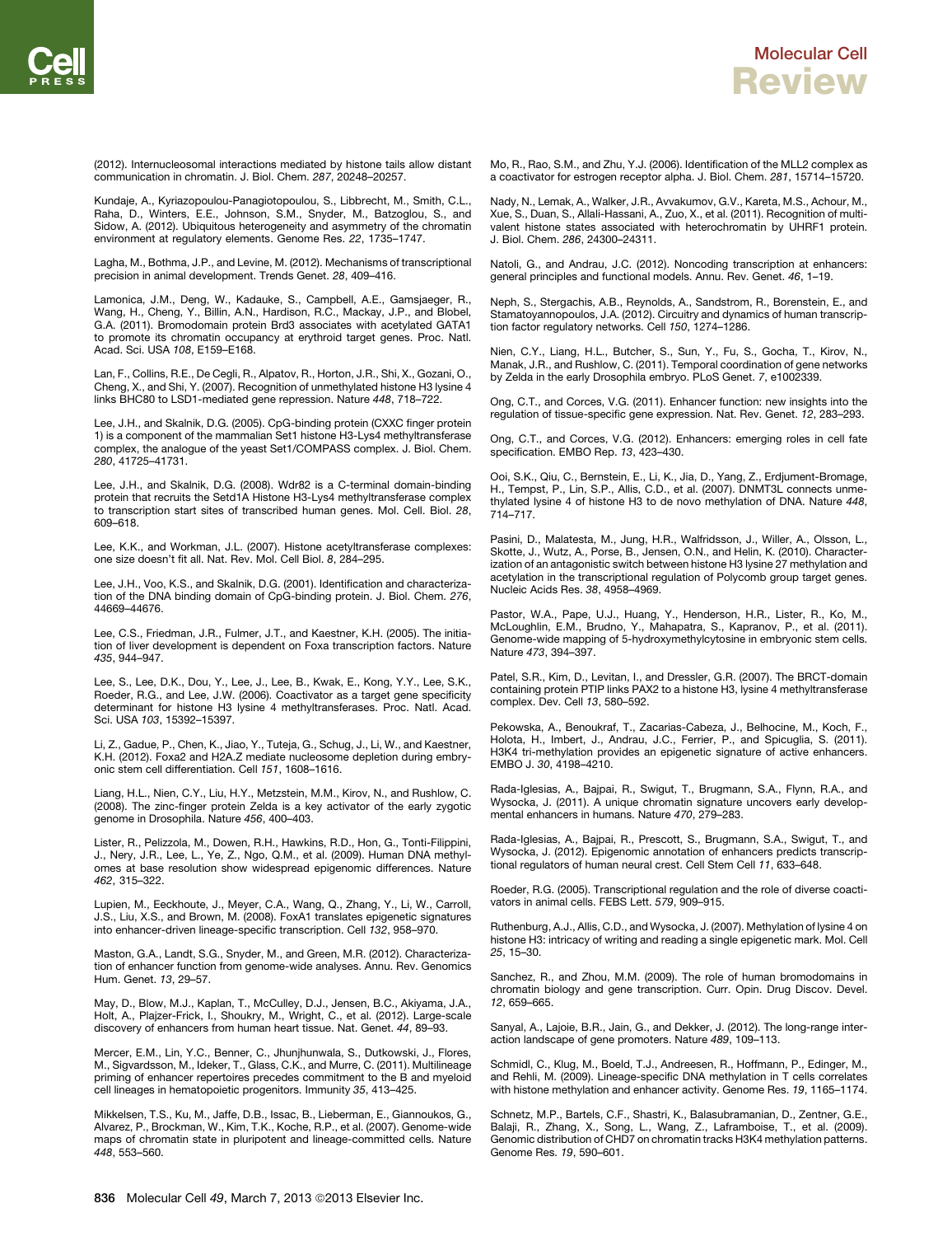(2012). Internucleosomal interactions mediated by histone tails allow distant communication in chromatin. J. Biol. Chem. *287*, 20248–20257.

Kundaje, A., Kyriazopoulou-Panagiotopoulou, S., Libbrecht, M., Smith, C.L., Raha, D., Winters, E.E., Johnson, S.M., Snyder, M., Batzoglou, S., and Sidow, A. (2012). Ubiquitous heterogeneity and asymmetry of the chromatin environment at regulatory elements. Genome Res. *22*, 1735–1747.

Lagha, M., Bothma, J.P., and Levine, M. (2012). Mechanisms of transcriptional precision in animal development. Trends Genet. *28*, 409–416.

Lamonica, J.M., Deng, W., Kadauke, S., Campbell, A.E., Gamsjaeger, R., Wang, H., Cheng, Y., Billin, A.N., Hardison, R.C., Mackay, J.P., and Blobel, G.A. (2011). Bromodomain protein Brd3 associates with acetylated GATA1 to promote its chromatin occupancy at erythroid target genes. Proc. Natl. Acad. Sci. USA *108*, E159–E168.

Lan, F., Collins, R.E., De Cegli, R., Alpatov, R., Horton, J.R., Shi, X., Gozani, O., Cheng, X., and Shi, Y. (2007). Recognition of unmethylated histone H3 lysine 4 links BHC80 to LSD1-mediated gene repression. Nature *448*, 718–722.

Lee, J.H., and Skalnik, D.G. (2005). CpG-binding protein (CXXC finger protein 1) is a component of the mammalian Set1 histone H3-Lys4 methyltransferase complex, the analogue of the yeast Set1/COMPASS complex. J. Biol. Chem. *280*, 41725–41731.

Lee, J.H., and Skalnik, D.G. (2008). Wdr82 is a C-terminal domain-binding protein that recruits the Setd1A Histone H3-Lys4 methyltransferase complex to transcription start sites of transcribed human genes. Mol. Cell. Biol. *28*, 609–618.

Lee, K.K., and Workman, J.L. (2007). Histone acetyltransferase complexes: one size doesn't fit all. Nat. Rev. Mol. Cell Biol. *8*, 284–295.

Lee, J.H., Voo, K.S., and Skalnik, D.G. (2001). Identification and characterization of the DNA binding domain of CpG-binding protein. J. Biol. Chem. *276*, 44669–44676.

Lee, C.S., Friedman, J.R., Fulmer, J.T., and Kaestner, K.H. (2005). The initiation of liver development is dependent on Foxa transcription factors. Nature *435*, 944–947.

Lee, S., Lee, D.K., Dou, Y., Lee, J., Lee, B., Kwak, E., Kong, Y.Y., Lee, S.K., Roeder, R.G., and Lee, J.W. (2006). Coactivator as a target gene specificity determinant for histone H3 lysine 4 methyltransferases. Proc. Natl. Acad. Sci. USA *103*, 15392–15397.

Li, Z., Gadue, P., Chen, K., Jiao, Y., Tuteja, G., Schug, J., Li, W., and Kaestner, K.H. (2012). Foxa2 and H2A.Z mediate nucleosome depletion during embryonic stem cell differentiation. Cell *151*, 1608–1616.

Liang, H.L., Nien, C.Y., Liu, H.Y., Metzstein, M.M., Kirov, N., and Rushlow, C. (2008). The zinc-finger protein Zelda is a key activator of the early zygotic genome in Drosophila. Nature *456*, 400–403.

Lister, R., Pelizzola, M., Dowen, R.H., Hawkins, R.D., Hon, G., Tonti-Filippini, J., Nery, J.R., Lee, L., Ye, Z., Ngo, Q.M., et al. (2009). Human DNA methylomes at base resolution show widespread epigenomic differences. Nature *462*, 315–322.

Lupien, M., Eeckhoute, J., Meyer, C.A., Wang, Q., Zhang, Y., Li, W., Carroll, J.S., Liu, X.S., and Brown, M. (2008). FoxA1 translates epigenetic signatures into enhancer-driven lineage-specific transcription. Cell *132*, 958–970.

Maston, G.A., Landt, S.G., Snyder, M., and Green, M.R. (2012). Characterization of enhancer function from genome-wide analyses. Annu. Rev. Genomics Hum. Genet. *13*, 29–57.

May, D., Blow, M.J., Kaplan, T., McCulley, D.J., Jensen, B.C., Akiyama, J.A., Holt, A., Plajzer-Frick, I., Shoukry, M., Wright, C., et al. (2012). Large-scale discovery of enhancers from human heart tissue. Nat. Genet. *44*, 89–93.

Mercer, E.M., Lin, Y.C., Benner, C., Jhunjhunwala, S., Dutkowski, J., Flores, M., Sigvardsson, M., Ideker, T., Glass, C.K., and Murre, C. (2011). Multilineage priming of enhancer repertoires precedes commitment to the B and myeloid cell lineages in hematopoietic progenitors. Immunity *35*, 413–425.

Mikkelsen, T.S., Ku, M., Jaffe, D.B., Issac, B., Lieberman, E., Giannoukos, G., Alvarez, P., Brockman, W., Kim, T.K., Koche, R.P., et al. (2007). Genome-wide maps of chromatin state in pluripotent and lineage-committed cells. Nature *448*, 553–560.

Mo, R., Rao, S.M., and Zhu, Y.J. (2006). Identification of the MLL2 complex as a coactivator for estrogen receptor alpha. J. Biol. Chem. *281*, 15714–15720.

Nady, N., Lemak, A., Walker, J.R., Avvakumov, G.V., Kareta, M.S., Achour, M., Xue, S., Duan, S., Allali-Hassani, A., Zuo, X., et al. (2011). Recognition of multivalent histone states associated with heterochromatin by UHRF1 protein. J. Biol. Chem. *286*, 24300–24311.

Natoli, G., and Andrau, J.C. (2012). Noncoding transcription at enhancers: general principles and functional models. Annu. Rev. Genet. *46*, 1–19.

Neph, S., Stergachis, A.B., Reynolds, A., Sandstrom, R., Borenstein, E., and Stamatoyannopoulos, J.A. (2012). Circuitry and dynamics of human transcription factor regulatory networks. Cell *150*, 1274–1286.

Nien, C.Y., Liang, H.L., Butcher, S., Sun, Y., Fu, S., Gocha, T., Kirov, N., Manak, J.R., and Rushlow, C. (2011). Temporal coordination of gene networks by Zelda in the early Drosophila embryo. PLoS Genet. *7*, e1002339.

Ong, C.T., and Corces, V.G. (2011). Enhancer function: new insights into the regulation of tissue-specific gene expression. Nat. Rev. Genet. *12*, 283–293.

Ong, C.T., and Corces, V.G. (2012). Enhancers: emerging roles in cell fate specification. EMBO Rep. *13*, 423–430.

Ooi, S.K., Qiu, C., Bernstein, E., Li, K., Jia, D., Yang, Z., Erdjument-Bromage, H., Tempst, P., Lin, S.P., Allis, C.D., et al. (2007). DNMT3L connects unmethylated lysine 4 of histone H3 to de novo methylation of DNA. Nature *448*, 714–717.

Pasini, D., Malatesta, M., Jung, H.R., Walfridsson, J., Willer, A., Olsson, L., Skotte, J., Wutz, A., Porse, B., Jensen, O.N., and Helin, K. (2010). Characterization of an antagonistic switch between histone H3 lysine 27 methylation and acetylation in the transcriptional regulation of Polycomb group target genes. Nucleic Acids Res. *38*, 4958–4969.

Pastor, W.A., Pape, U.J., Huang, Y., Henderson, H.R., Lister, R., Ko, M., McLoughlin, E.M., Brudno, Y., Mahapatra, S., Kapranov, P., et al. (2011). Genome-wide mapping of 5-hydroxymethylcytosine in embryonic stem cells. Nature *473*, 394–397.

Patel, S.R., Kim, D., Levitan, I., and Dressler, G.R. (2007). The BRCT-domain containing protein PTIP links PAX2 to a histone H3, lysine 4 methyltransferase complex. Dev. Cell *13*, 580–592.

Pekowska, A., Benoukraf, T., Zacarias-Cabeza, J., Belhocine, M., Koch, F., Holota, H., Imbert, J., Andrau, J.C., Ferrier, P., and Spicuglia, S. (2011). H3K4 tri-methylation provides an epigenetic signature of active enhancers. EMBO J. *30*, 4198–4210.

Rada-Iglesias, A., Bajpai, R., Swigut, T., Brugmann, S.A., Flynn, R.A., and Wysocka, J. (2011). A unique chromatin signature uncovers early developmental enhancers in humans. Nature *470*, 279–283.

Rada-Iglesias, A., Bajpai, R., Prescott, S., Brugmann, S.A., Swigut, T., and Wysocka, J. (2012). Epigenomic annotation of enhancers predicts transcriptional regulators of human neural crest. Cell Stem Cell *11*, 633–648.

Roeder, R.G. (2005). Transcriptional regulation and the role of diverse coactivators in animal cells. FEBS Lett. *579*, 909–915.

Ruthenburg, A.J., Allis, C.D., and Wysocka, J. (2007). Methylation of lysine 4 on histone H3: intricacy of writing and reading a single epigenetic mark. Mol. Cell *25*, 15–30.

Sanchez, R., and Zhou, M.M. (2009). The role of human bromodomains in chromatin biology and gene transcription. Curr. Opin. Drug Discov. Devel. *12*, 659–665.

Sanyal, A., Lajoie, B.R., Jain, G., and Dekker, J. (2012). The long-range interaction landscape of gene promoters. Nature *489*, 109–113.

Schmidl, C., Klug, M., Boeld, T.J., Andreesen, R., Hoffmann, P., Edinger, M., and Rehli, M. (2009). Lineage-specific DNA methylation in T cells correlates with histone methylation and enhancer activity. Genome Res. *19*, 1165–1174.

Schnetz, M.P., Bartels, C.F., Shastri, K., Balasubramanian, D., Zentner, G.E., Balaji, R., Zhang, X., Song, L., Wang, Z., Laframboise, T., et al. (2009). Genomic distribution of CHD7 on chromatin tracks H3K4 methylation patterns. Genome Res. *19*, 590–601.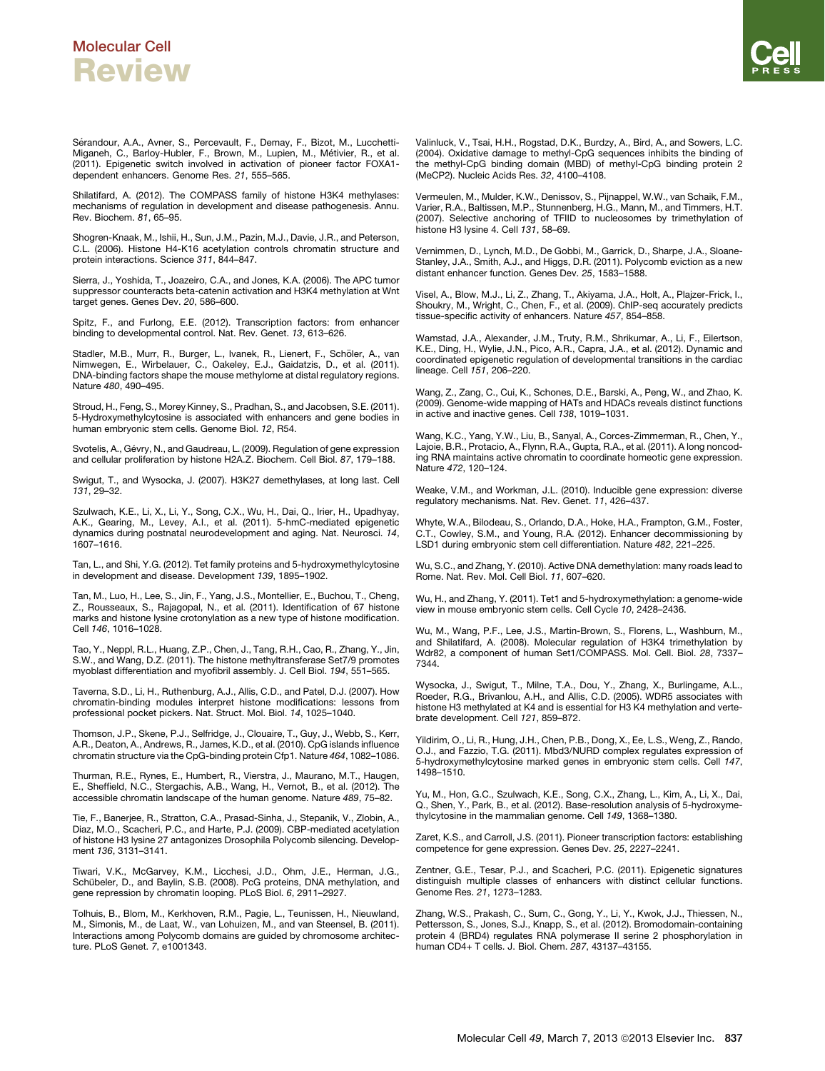Sérandour, A.A., Avner, S., Percevault, F., Demay, F., Bizot, M., Lucchetti-Miganeh, C., Barloy-Hubler, F., Brown, M., Lupien, M., Métivier, R., et al. (2011). Epigenetic switch involved in activation of pioneer factor FOXA1-dependent enhancers. Genome Res. *21*, 555–565.

Shilatifard, A. (2012). The COMPASS family of histone H3K4 methylases: mechanisms of regulation in development and disease pathogenesis. Annu. Rev. Biochem. *81*, 65–95.

Shogren-Knaak, M., Ishii, H., Sun, J.M., Pazin, M.J., Davie, J.R., and Peterson, C.L. (2006). Histone H4-K16 acetylation controls chromatin structure and protein interactions. Science *311*, 844–847.

Sierra, J., Yoshida, T., Joazeiro, C.A., and Jones, K.A. (2006). The APC tumor suppressor counteracts beta-catenin activation and H3K4 methylation at Wnt target genes. Genes Dev. *20*, 586–600.

Spitz, F., and Furlong, E.E. (2012). Transcription factors: from enhancer binding to developmental control. Nat. Rev. Genet. *13*, 613–626.

Stadler, M.B., Murr, R., Burger, L., Ivanek, R., Lienert, F., Schöler, A., van Nimwegen, E., Wirbelauer, C., Oakeley, E.J., Gaidatzis, D., et al. (2011). DNA-binding factors shape the mouse methylome at distal regulatory regions. Nature *480*, 490–495.

Stroud, H., Feng, S., Morey Kinney, S., Pradhan, S., and Jacobsen, S.E. (2011). 5-Hydroxymethylcytosine is associated with enhancers and gene bodies in human embryonic stem cells. Genome Biol. *12*, R54.

Svotelis, A., Gévry, N., and Gaudreau, L. (2009). Regulation of gene expression and cellular proliferation by histone H2A.Z. Biochem. Cell Biol. *87*, 179–188.

Swigut, T., and Wysocka, J. (2007). H3K27 demethylases, at long last. Cell *131*, 29–32.

Szulwach, K.E., Li, X., Li, Y., Song, C.X., Wu, H., Dai, Q., Irier, H., Upadhyay, A.K., Gearing, M., Levey, A.I., et al. (2011). 5-hmC-mediated epigenetic dynamics during postnatal neurodevelopment and aging. Nat. Neurosci. *14*, 1607–1616.

Tan, L., and Shi, Y.G. (2012). Tet family proteins and 5-hydroxymethylcytosine in development and disease. Development *139*, 1895–1902.

Tan, M., Luo, H., Lee, S., Jin, F., Yang, J.S., Montellier, E., Buchou, T., Cheng, Z., Rousseaux, S., Rajagopal, N., et al. (2011). Identification of 67 histone marks and histone lysine crotonylation as a new type of histone modification. Cell *146*, 1016–1028.

Tao, Y., Neppl, R.L., Huang, Z.P., Chen, J., Tang, R.H., Cao, R., Zhang, Y., Jin, S.W., and Wang, D.Z. (2011). The histone methyltransferase Set7/9 promotes myoblast differentiation and myofibril assembly. J. Cell Biol. *194*, 551–565.

Taverna, S.D., Li, H., Ruthenburg, A.J., Allis, C.D., and Patel, D.J. (2007). How chromatin-binding modules interpret histone modifications: lessons from professional pocket pickers. Nat. Struct. Mol. Biol. *14*, 1025–1040.

Thomson, J.P., Skene, P.J., Selfridge, J., Clouaire, T., Guy, J., Webb, S., Kerr, A.R., Deaton, A., Andrews, R., James, K.D., et al. (2010). CpG islands influence chromatin structure via the CpG-binding protein Cfp1. Nature *464*, 1082–1086.

Thurman, R.E., Rynes, E., Humbert, R., Vierstra, J., Maurano, M.T., Haugen, E., Sheffield, N.C., Stergachis, A.B., Wang, H., Vernot, B., et al. (2012). The accessible chromatin landscape of the human genome. Nature *489*, 75–82.

Tie, F., Banerjee, R., Stratton, C.A., Prasad-Sinha, J., Stepanik, V., Zlobin, A., Diaz, M.O., Scacheri, P.C., and Harte, P.J. (2009). CBP-mediated acetylation of histone H3 lysine 27 antagonizes Drosophila Polycomb silencing. Development *136*, 3131–3141.

Tiwari, V.K., McGarvey, K.M., Licchesi, J.D., Ohm, J.E., Herman, J.G., Schübeler, D., and Baylin, S.B. (2008). PcG proteins, DNA methylation, and gene repression by chromatin looping. PLoS Biol. *6*, 2911–2927.

Tolhuis, B., Blom, M., Kerkhoven, R.M., Pagie, L., Teunissen, H., Nieuwland, M., Simonis, M., de Laat, W., van Lohuizen, M., and van Steensel, B. (2011). Interactions among Polycomb domains are guided by chromosome architecture. PLoS Genet. *7*, e1001343.

Valinluck, V., Tsai, H.H., Rogstad, D.K., Burdzy, A., Bird, A., and Sowers, L.C. (2004). Oxidative damage to methyl-CpG sequences inhibits the binding of the methyl-CpG binding domain (MBD) of methyl-CpG binding protein 2 (MeCP2). Nucleic Acids Res. *32*, 4100–4108.

Vermeulen, M., Mulder, K.W., Denissov, S., Pijnappel, W.W., van Schaik, F.M., Varier, R.A., Baltissen, M.P., Stunnenberg, H.G., Mann, M., and Timmers, H.T. (2007). Selective anchoring of TFIID to nucleosomes by trimethylation of histone H3 lysine 4. Cell *131*, 58–69.

Vernimmen, D., Lynch, M.D., De Gobbi, M., Garrick, D., Sharpe, J.A., Sloane-Stanley, J.A., Smith, A.J., and Higgs, D.R. (2011). Polycomb eviction as a new distant enhancer function. Genes Dev. *25*, 1583–1588.

Visel, A., Blow, M.J., Li, Z., Zhang, T., Akiyama, J.A., Holt, A., Plajzer-Frick, I., Shoukry, M., Wright, C., Chen, F., et al. (2009). ChIP-seq accurately predicts tissue-specific activity of enhancers. Nature *457*, 854–858.

Wamstad, J.A., Alexander, J.M., Truty, R.M., Shrikumar, A., Li, F., Eilertson, K.E., Ding, H., Wylie, J.N., Pico, A.R., Capra, J.A., et al. (2012). Dynamic and coordinated epigenetic regulation of developmental transitions in the cardiac lineage. Cell *151*, 206–220.

Wang, Z., Zang, C., Cui, K., Schones, D.E., Barski, A., Peng, W., and Zhao, K. (2009). Genome-wide mapping of HATs and HDACs reveals distinct functions in active and inactive genes. Cell *138*, 1019–1031.

Wang, K.C., Yang, Y.W., Liu, B., Sanyal, A., Corces-Zimmerman, R., Chen, Y., Lajoie, B.R., Protacio, A., Flynn, R.A., Gupta, R.A., et al. (2011). A long noncoding RNA maintains active chromatin to coordinate homeotic gene expression. Nature *472*, 120–124.

Weake, V.M., and Workman, J.L. (2010). Inducible gene expression: diverse regulatory mechanisms. Nat. Rev. Genet. *11*, 426–437.

Whyte, W.A., Bilodeau, S., Orlando, D.A., Hoke, H.A., Frampton, G.M., Foster, C.T., Cowley, S.M., and Young, R.A. (2012). Enhancer decommissioning by LSD1 during embryonic stem cell differentiation. Nature *482*, 221–225.

Wu, S.C., and Zhang, Y. (2010). Active DNA demethylation: many roads lead to Rome. Nat. Rev. Mol. Cell Biol. *11*, 607–620.

Wu, H., and Zhang, Y. (2011). Tet1 and 5-hydroxymethylation: a genome-wide view in mouse embryonic stem cells. Cell Cycle *10*, 2428–2436.

Wu, M., Wang, P.F., Lee, J.S., Martin-Brown, S., Florens, L., Washburn, M., and Shilatifard, A. (2008). Molecular regulation of H3K4 trimethylation by Wdr82, a component of human Set1/COMPASS. Mol. Cell. Biol. *28*, 7337–7344.

Wysocka, J., Swigut, T., Milne, T.A., Dou, Y., Zhang, X., Burlingame, A.L., Roeder, R.G., Brivanlou, A.H., and Allis, C.D. (2005). WDR5 associates with histone H3 methylated at K4 and is essential for H3 K4 methylation and vertebrate development. Cell *121*, 859–872.

Yildirim, O., Li, R., Hung, J.H., Chen, P.B., Dong, X., Ee, L.S., Weng, Z., Rando, O.J., and Fazzio, T.G. (2011). Mbd3/NURD complex regulates expression of 5-hydroxymethylcytosine marked genes in embryonic stem cells. Cell *147*, 1498–1510.

Yu, M., Hon, G.C., Szulwach, K.E., Song, C.X., Zhang, L., Kim, A., Li, X., Dai, Q., Shen, Y., Park, B., et al. (2012). Base-resolution analysis of 5-hydroxymethylcytosine in the mammalian genome. Cell *149*, 1368–1380.

Zaret, K.S., and Carroll, J.S. (2011). Pioneer transcription factors: establishing competence for gene expression. Genes Dev. *25*, 2227–2241.

Zentner, G.E., Tesar, P.J., and Scacheri, P.C. (2011). Epigenetic signatures distinguish multiple classes of enhancers with distinct cellular functions. Genome Res. *21*, 1273–1283.

Zhang, W.S., Prakash, C., Sum, C., Gong, Y., Li, Y., Kwok, J.J., Thiessen, N., Pettersson, S., Jones, S.J., Knapp, S., et al. (2012). Bromodomain-containing protein 4 (BRD4) regulates RNA polymerase II serine 2 phosphorylation in human CD4+ T cells. J. Biol. Chem. *287*, 43137–43155.